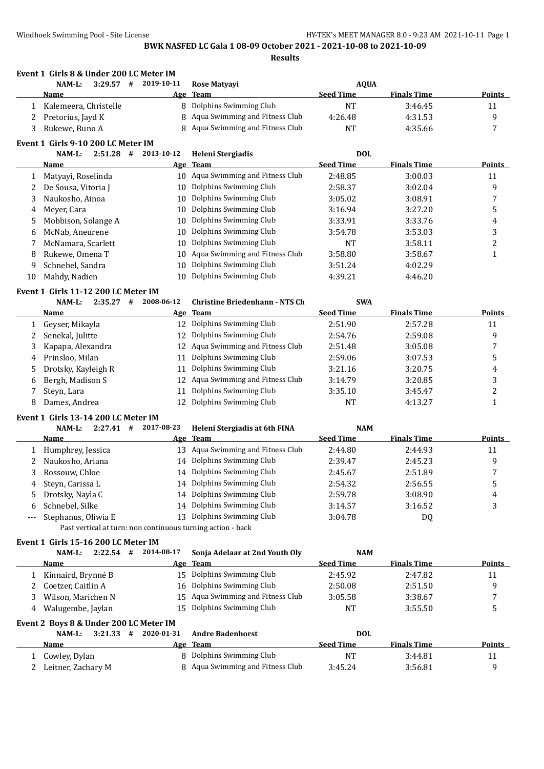BWK NASFED LC Gala 1 08-09 October 2021 - 2021-10-08 to 2021-10-09

**Results**

### Event 1 Girls 8 & Under 200 LC Meter IM

NAM-L: 3:29.57 # 2019-10-11 Rose Matyayi AQUA

| | Name | Age | Team | Seed Time | Finals Time | Points |
|---|---|---|---|---|---|---|
| 1 | Kalemeera, Christelle | 8 | Dolphins Swimming Club | NT | 3:46.45 | 11 |
| 2 | Pretorius, Jayd K | 8 | Aqua Swimming and Fitness Club | 4:26.48 | 4:31.53 | 9 |
| 3 | Rukewe, Buno A | 8 | Aqua Swimming and Fitness Club | NT | 4:35.66 | 7 |

### Event 1 Girls 9-10 200 LC Meter IM

NAM-L: 2:51.28 # 2013-10-12 Heleni Stergiadis DOL

| | Name | Age | Team | Seed Time | Finals Time | Points |
|---|---|---|---|---|---|---|
| 1 | Matyayi, Roselinda | 10 | Aqua Swimming and Fitness Club | 2:48.85 | 3:00.03 | 11 |
| 2 | De Sousa, Vitoria J | 10 | Dolphins Swimming Club | 2:58.37 | 3:02.04 | 9 |
| 3 | Naukosho, Ainoa | 10 | Dolphins Swimming Club | 3:05.02 | 3:08.91 | 7 |
| 4 | Meyer, Cara | 10 | Dolphins Swimming Club | 3:16.94 | 3:27.20 | 5 |
| 5 | Mobbison, Solange A | 10 | Dolphins Swimming Club | 3:33.91 | 3:33.76 | 4 |
| 6 | McNab, Aneurene | 10 | Dolphins Swimming Club | 3:54.78 | 3:53.03 | 3 |
| 7 | McNamara, Scarlett | 10 | Dolphins Swimming Club | NT | 3:58.11 | 2 |
| 8 | Rukewe, Omena T | 10 | Aqua Swimming and Fitness Club | 3:58.80 | 3:58.67 | 1 |
| 9 | Schnebel, Sandra | 10 | Dolphins Swimming Club | 3:51.24 | 4:02.29 | |
| 10 | Mahdy, Nadien | 10 | Dolphins Swimming Club | 4:39.21 | 4:46.20 | |

### Event 1 Girls 11-12 200 LC Meter IM

NAM-L: 2:35.27 # 2008-06-12 Christine Briedenhann - NTS Ch SWA

| | Name | Age | Team | Seed Time | Finals Time | Points |
|---|---|---|---|---|---|---|
| 1 | Geyser, Mikayla | 12 | Dolphins Swimming Club | 2:51.90 | 2:57.28 | 11 |
| 2 | Senekal, Julitte | 12 | Dolphins Swimming Club | 2:54.76 | 2:59.08 | 9 |
| 3 | Kapapa, Alexandra | 12 | Aqua Swimming and Fitness Club | 2:51.48 | 3:05.08 | 7 |
| 4 | Prinsloo, Milan | 11 | Dolphins Swimming Club | 2:59.06 | 3:07.53 | 5 |
| 5 | Drotsky, Kayleigh R | 11 | Dolphins Swimming Club | 3:21.16 | 3:20.75 | 4 |
| 6 | Bergh, Madison S | 12 | Aqua Swimming and Fitness Club | 3:14.79 | 3:20.85 | 3 |
| 7 | Steyn, Lara | 11 | Dolphins Swimming Club | 3:35.10 | 3:45.47 | 2 |
| 8 | Dames, Andrea | 12 | Dolphins Swimming Club | NT | 4:13.27 | 1 |

### Event 1 Girls 13-14 200 LC Meter IM

NAM-L: 2:27.41 # 2017-08-23 Heleni Stergiadis at 6th FINA NAM

| | Name | Age | Team | Seed Time | Finals Time | Points |
|---|---|---|---|---|---|---|
| 1 | Humphrey, Jessica | 13 | Aqua Swimming and Fitness Club | 2:44.80 | 2:44.93 | 11 |
| 2 | Naukosho, Ariana | 14 | Dolphins Swimming Club | 2:39.47 | 2:45.23 | 9 |
| 3 | Rossouw, Chloe | 14 | Dolphins Swimming Club | 2:45.67 | 2:51.89 | 7 |
| 4 | Steyn, Carissa L | 14 | Dolphins Swimming Club | 2:54.32 | 2:56.55 | 5 |
| 5 | Drotsky, Nayla C | 14 | Dolphins Swimming Club | 2:59.78 | 3:08.90 | 4 |
| 6 | Schnebel, Silke | 14 | Dolphins Swimming Club | 3:14.57 | 3:16.52 | 3 |
| --- | Stephanus, Oliwia E | 13 | Dolphins Swimming Club | 3:04.78 | DQ | |

Past vertical at turn: non continuous turning action - back

### Event 1 Girls 15-16 200 LC Meter IM

NAM-L: 2:22.54 # 2014-08-17 Sonja Adelaar at 2nd Youth Oly NAM

| | Name | Age | Team | Seed Time | Finals Time | Points |
|---|---|---|---|---|---|---|
| 1 | Kinnaird, Brynné B | 15 | Dolphins Swimming Club | 2:45.92 | 2:47.82 | 11 |
| 2 | Coetzer, Caitlin A | 16 | Dolphins Swimming Club | 2:50.08 | 2:51.50 | 9 |
| 3 | Wilson, Marichen N | 15 | Aqua Swimming and Fitness Club | 3:05.58 | 3:38.67 | 7 |
| 4 | Walugembe, Jaylan | 15 | Dolphins Swimming Club | NT | 3:55.50 | 5 |

### Event 2 Boys 8 & Under 200 LC Meter IM

NAM-L: 3:21.33 # 2020-01-31 Andre Badenhorst DOL

| | Name | Age | Team | Seed Time | Finals Time | Points |
|---|---|---|---|---|---|---|
| 1 | Cowley, Dylan | 8 | Dolphins Swimming Club | NT | 3:44.81 | 11 |
| 2 | Leitner, Zachary M | 8 | Aqua Swimming and Fitness Club | 3:45.24 | 3:56.81 | 9 |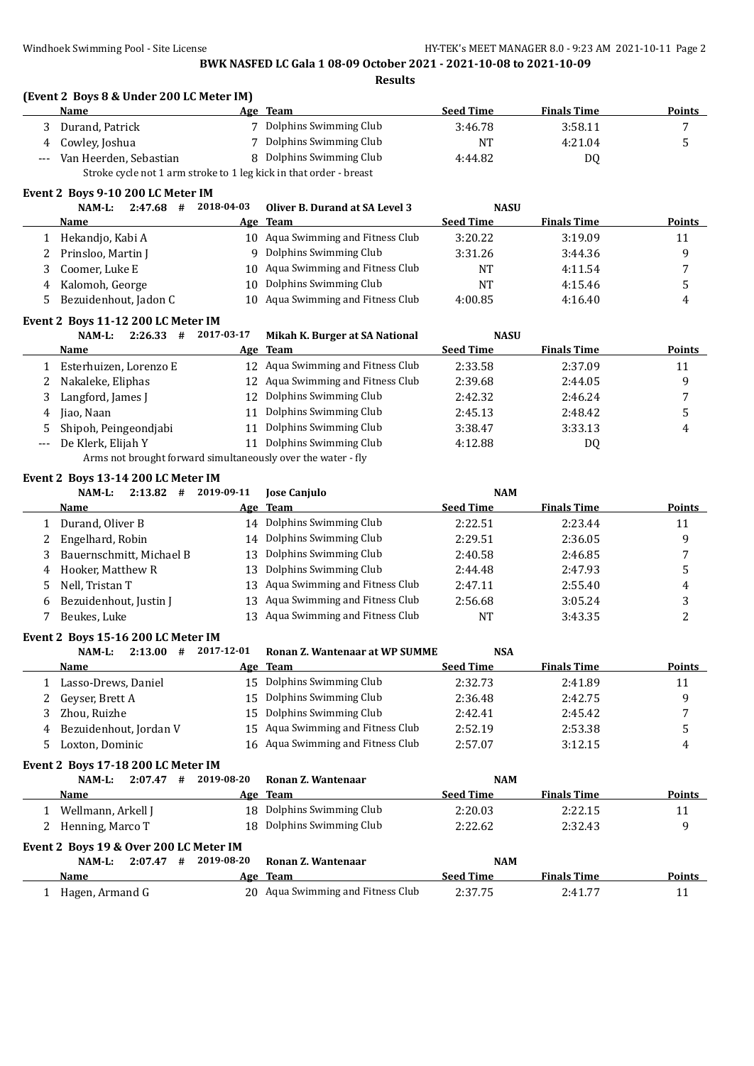**BWK NASFED LC Gala 1 08-09 October 2021 - 2021-10-08 to 2021-10-09**

**Results**

### (Event 2 Boys 8 & Under 200 LC Meter IM)

| | Name | Age | Team | Seed Time | Finals Time | Points |
|---|---|---|---|---|---|---|
| 3 | Durand, Patrick | 7 | Dolphins Swimming Club | 3:46.78 | 3:58.11 | 7 |
| 4 | Cowley, Joshua | 7 | Dolphins Swimming Club | NT | 4:21.04 | 5 |
| --- | Van Heerden, Sebastian | 8 | Dolphins Swimming Club | 4:44.82 | DQ | |
| | Stroke cycle not 1 arm stroke to 1 leg kick in that order - breast | | | | | |

### Event 2 Boys 9-10 200 LC Meter IM

NAM-L: 2:47.68 # 2018-04-03 Oliver B. Durand at SA Level 3 NASU

| | Name | Age | Team | Seed Time | Finals Time | Points |
|---|---|---|---|---|---|---|
| 1 | Hekandjo, Kabi A | 10 | Aqua Swimming and Fitness Club | 3:20.22 | 3:19.09 | 11 |
| 2 | Prinsloo, Martin J | 9 | Dolphins Swimming Club | 3:31.26 | 3:44.36 | 9 |
| 3 | Coomer, Luke E | 10 | Aqua Swimming and Fitness Club | NT | 4:11.54 | 7 |
| 4 | Kalomoh, George | 10 | Dolphins Swimming Club | NT | 4:15.46 | 5 |
| 5 | Bezuidenhout, Jadon C | 10 | Aqua Swimming and Fitness Club | 4:00.85 | 4:16.40 | 4 |

### Event 2 Boys 11-12 200 LC Meter IM

NAM-L: 2:26.33 # 2017-03-17 Mikah K. Burger at SA National NASU

| | Name | Age | Team | Seed Time | Finals Time | Points |
|---|---|---|---|---|---|---|
| 1 | Esterhuizen, Lorenzo E | 12 | Aqua Swimming and Fitness Club | 2:33.58 | 2:37.09 | 11 |
| 2 | Nakaleke, Eliphas | 12 | Aqua Swimming and Fitness Club | 2:39.68 | 2:44.05 | 9 |
| 3 | Langford, James J | 12 | Dolphins Swimming Club | 2:42.32 | 2:46.24 | 7 |
| 4 | Jiao, Naan | 11 | Dolphins Swimming Club | 2:45.13 | 2:48.42 | 5 |
| 5 | Shipoh, Peingeondjabi | 11 | Dolphins Swimming Club | 3:38.47 | 3:33.13 | 4 |
| --- | De Klerk, Elijah Y | 11 | Dolphins Swimming Club | 4:12.88 | DQ | |
| | Arms not brought forward simultaneously over the water - fly | | | | | |

### Event 2 Boys 13-14 200 LC Meter IM

NAM-L: 2:13.82 # 2019-09-11 Jose Canjulo NAM

| | Name | Age | Team | Seed Time | Finals Time | Points |
|---|---|---|---|---|---|---|
| 1 | Durand, Oliver B | 14 | Dolphins Swimming Club | 2:22.51 | 2:23.44 | 11 |
| 2 | Engelhard, Robin | 14 | Dolphins Swimming Club | 2:29.51 | 2:36.05 | 9 |
| 3 | Bauernschmitt, Michael B | 13 | Dolphins Swimming Club | 2:40.58 | 2:46.85 | 7 |
| 4 | Hooker, Matthew R | 13 | Dolphins Swimming Club | 2:44.48 | 2:47.93 | 5 |
| 5 | Nell, Tristan T | 13 | Aqua Swimming and Fitness Club | 2:47.11 | 2:55.40 | 4 |
| 6 | Bezuidenhout, Justin J | 13 | Aqua Swimming and Fitness Club | 2:56.68 | 3:05.24 | 3 |
| 7 | Beukes, Luke | 13 | Aqua Swimming and Fitness Club | NT | 3:43.35 | 2 |

### Event 2 Boys 15-16 200 LC Meter IM

NAM-L: 2:13.00 # 2017-12-01 Ronan Z. Wantenaar at WP SUMME NSA

| | Name | Age | Team | Seed Time | Finals Time | Points |
|---|---|---|---|---|---|---|
| 1 | Lasso-Drews, Daniel | 15 | Dolphins Swimming Club | 2:32.73 | 2:41.89 | 11 |
| 2 | Geyser, Brett A | 15 | Dolphins Swimming Club | 2:36.48 | 2:42.75 | 9 |
| 3 | Zhou, Ruizhe | 15 | Dolphins Swimming Club | 2:42.41 | 2:45.42 | 7 |
| 4 | Bezuidenhout, Jordan V | 15 | Aqua Swimming and Fitness Club | 2:52.19 | 2:53.38 | 5 |
| 5 | Loxton, Dominic | 16 | Aqua Swimming and Fitness Club | 2:57.07 | 3:12.15 | 4 |

### Event 2 Boys 17-18 200 LC Meter IM

NAM-L: 2:07.47 # 2019-08-20 Ronan Z. Wantenaar NAM

| | Name | Age | Team | Seed Time | Finals Time | Points |
|---|---|---|---|---|---|---|
| 1 | Wellmann, Arkell J | 18 | Dolphins Swimming Club | 2:20.03 | 2:22.15 | 11 |
| 2 | Henning, Marco T | 18 | Dolphins Swimming Club | 2:22.62 | 2:32.43 | 9 |

### Event 2 Boys 19 & Over 200 LC Meter IM

NAM-L: 2:07.47 # 2019-08-20 Ronan Z. Wantenaar NAM

| | Name | Age | Team | Seed Time | Finals Time | Points |
|---|---|---|---|---|---|---|
| 1 | Hagen, Armand G | 20 | Aqua Swimming and Fitness Club | 2:37.75 | 2:41.77 | 11 |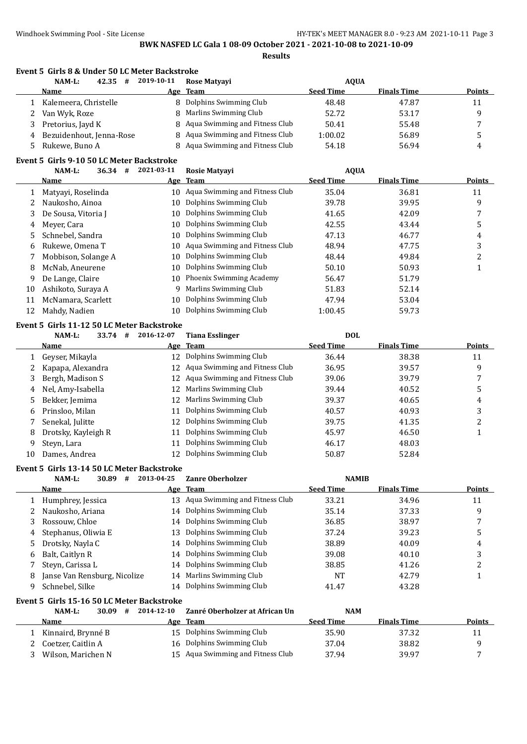# BWK NASFED LC Gala 1 08-09 October 2021 - 2021-10-08 to 2021-10-09

## Results

### Event 5 Girls 8 & Under 50 LC Meter Backstroke

NAM-L: 42.35 # 2019-10-11 Rose Matyayi AQUA

| | Name | Age | Team | Seed Time | Finals Time | Points |
|---|---|---|---|---|---|---|
| 1 | Kalemeera, Christelle | 8 | Dolphins Swimming Club | 48.48 | 47.87 | 11 |
| 2 | Van Wyk, Roze | 8 | Marlins Swimming Club | 52.72 | 53.17 | 9 |
| 3 | Pretorius, Jayd K | 8 | Aqua Swimming and Fitness Club | 50.41 | 55.48 | 7 |
| 4 | Bezuidenhout, Jenna-Rose | 8 | Aqua Swimming and Fitness Club | 1:00.02 | 56.89 | 5 |
| 5 | Rukewe, Buno A | 8 | Aqua Swimming and Fitness Club | 54.18 | 56.94 | 4 |

### Event 5 Girls 9-10 50 LC Meter Backstroke

NAM-L: 36.34 # 2021-03-11 Rosie Matyayi AQUA

| | Name | Age | Team | Seed Time | Finals Time | Points |
|---|---|---|---|---|---|---|
| 1 | Matyayi, Roselinda | 10 | Aqua Swimming and Fitness Club | 35.04 | 36.81 | 11 |
| 2 | Naukosho, Ainoa | 10 | Dolphins Swimming Club | 39.78 | 39.95 | 9 |
| 3 | De Sousa, Vitoria J | 10 | Dolphins Swimming Club | 41.65 | 42.09 | 7 |
| 4 | Meyer, Cara | 10 | Dolphins Swimming Club | 42.55 | 43.44 | 5 |
| 5 | Schnebel, Sandra | 10 | Dolphins Swimming Club | 47.13 | 46.77 | 4 |
| 6 | Rukewe, Omena T | 10 | Aqua Swimming and Fitness Club | 48.94 | 47.75 | 3 |
| 7 | Mobbison, Solange A | 10 | Dolphins Swimming Club | 48.44 | 49.84 | 2 |
| 8 | McNab, Aneurene | 10 | Dolphins Swimming Club | 50.10 | 50.93 | 1 |
| 9 | De Lange, Claire | 10 | Phoenix Swimming Academy | 56.47 | 51.79 | |
| 10 | Ashikoto, Suraya A | 9 | Marlins Swimming Club | 51.83 | 52.14 | |
| 11 | McNamara, Scarlett | 10 | Dolphins Swimming Club | 47.94 | 53.04 | |
| 12 | Mahdy, Nadien | 10 | Dolphins Swimming Club | 1:00.45 | 59.73 | |

### Event 5 Girls 11-12 50 LC Meter Backstroke

NAM-L: 33.74 # 2016-12-07 Tiana Esslinger DOL

| | Name | Age | Team | Seed Time | Finals Time | Points |
|---|---|---|---|---|---|---|
| 1 | Geyser, Mikayla | 12 | Dolphins Swimming Club | 36.44 | 38.38 | 11 |
| 2 | Kapapa, Alexandra | 12 | Aqua Swimming and Fitness Club | 36.95 | 39.57 | 9 |
| 3 | Bergh, Madison S | 12 | Aqua Swimming and Fitness Club | 39.06 | 39.79 | 7 |
| 4 | Nel, Amy-Isabella | 12 | Marlins Swimming Club | 39.44 | 40.52 | 5 |
| 5 | Bekker, Jemima | 12 | Marlins Swimming Club | 39.37 | 40.65 | 4 |
| 6 | Prinsloo, Milan | 11 | Dolphins Swimming Club | 40.57 | 40.93 | 3 |
| 7 | Senekal, Julitte | 12 | Dolphins Swimming Club | 39.75 | 41.35 | 2 |
| 8 | Drotsky, Kayleigh R | 11 | Dolphins Swimming Club | 45.97 | 46.50 | 1 |
| 9 | Steyn, Lara | 11 | Dolphins Swimming Club | 46.17 | 48.03 | |
| 10 | Dames, Andrea | 12 | Dolphins Swimming Club | 50.87 | 52.84 | |

### Event 5 Girls 13-14 50 LC Meter Backstroke

NAM-L: 30.89 # 2013-04-25 Zanre Oberholzer NAMIB

| | Name | Age | Team | Seed Time | Finals Time | Points |
|---|---|---|---|---|---|---|
| 1 | Humphrey, Jessica | 13 | Aqua Swimming and Fitness Club | 33.21 | 34.96 | 11 |
| 2 | Naukosho, Ariana | 14 | Dolphins Swimming Club | 35.14 | 37.33 | 9 |
| 3 | Rossouw, Chloe | 14 | Dolphins Swimming Club | 36.85 | 38.97 | 7 |
| 4 | Stephanus, Oliwia E | 13 | Dolphins Swimming Club | 37.24 | 39.23 | 5 |
| 5 | Drotsky, Nayla C | 14 | Dolphins Swimming Club | 38.89 | 40.09 | 4 |
| 6 | Balt, Caitlyn R | 14 | Dolphins Swimming Club | 39.08 | 40.10 | 3 |
| 7 | Steyn, Carissa L | 14 | Dolphins Swimming Club | 38.85 | 41.26 | 2 |
| 8 | Janse Van Rensburg, Nicolize | 14 | Marlins Swimming Club | NT | 42.79 | 1 |
| 9 | Schnebel, Silke | 14 | Dolphins Swimming Club | 41.47 | 43.28 | |

### Event 5 Girls 15-16 50 LC Meter Backstroke

NAM-L: 30.09 # 2014-12-10 Zanré Oberholzer at African Un NAM

| | Name | Age | Team | Seed Time | Finals Time | Points |
|---|---|---|---|---|---|---|
| 1 | Kinnaird, Brynné B | 15 | Dolphins Swimming Club | 35.90 | 37.32 | 11 |
| 2 | Coetzer, Caitlin A | 16 | Dolphins Swimming Club | 37.04 | 38.82 | 9 |
| 3 | Wilson, Marichen N | 15 | Aqua Swimming and Fitness Club | 37.94 | 39.97 | 7 |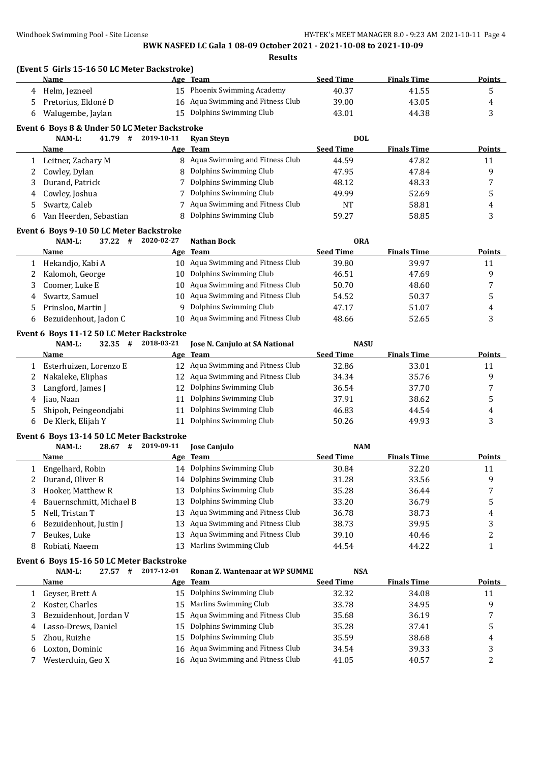**BWK NASFED LC Gala 1 08-09 October 2021 - 2021-10-08 to 2021-10-09**

**Results**

### (Event 5 Girls 15-16 50 LC Meter Backstroke)

| | Name | Age | Team | Seed Time | Finals Time | Points |
|---|---|---|---|---|---|---|
| 4 | Helm, Jezneel | 15 | Phoenix Swimming Academy | 40.37 | 41.55 | 5 |
| 5 | Pretorius, Eldoné D | 16 | Aqua Swimming and Fitness Club | 39.00 | 43.05 | 4 |
| 6 | Walugembe, Jaylan | 15 | Dolphins Swimming Club | 43.01 | 44.38 | 3 |

### Event 6 Boys 8 & Under 50 LC Meter Backstroke

NAM-L: 41.79 # 2019-10-11 Ryan Steyn DOL

| | Name | Age | Team | Seed Time | Finals Time | Points |
|---|---|---|---|---|---|---|
| 1 | Leitner, Zachary M | 8 | Aqua Swimming and Fitness Club | 44.59 | 47.82 | 11 |
| 2 | Cowley, Dylan | 8 | Dolphins Swimming Club | 47.95 | 47.84 | 9 |
| 3 | Durand, Patrick | 7 | Dolphins Swimming Club | 48.12 | 48.33 | 7 |
| 4 | Cowley, Joshua | 7 | Dolphins Swimming Club | 49.99 | 52.69 | 5 |
| 5 | Swartz, Caleb | 7 | Aqua Swimming and Fitness Club | NT | 58.81 | 4 |
| 6 | Van Heerden, Sebastian | 8 | Dolphins Swimming Club | 59.27 | 58.85 | 3 |

### Event 6 Boys 9-10 50 LC Meter Backstroke

NAM-L: 37.22 # 2020-02-27 Nathan Bock ORA

| | Name | Age | Team | Seed Time | Finals Time | Points |
|---|---|---|---|---|---|---|
| 1 | Hekandjo, Kabi A | 10 | Aqua Swimming and Fitness Club | 39.80 | 39.97 | 11 |
| 2 | Kalomoh, George | 10 | Dolphins Swimming Club | 46.51 | 47.69 | 9 |
| 3 | Coomer, Luke E | 10 | Aqua Swimming and Fitness Club | 50.70 | 48.60 | 7 |
| 4 | Swartz, Samuel | 10 | Aqua Swimming and Fitness Club | 54.52 | 50.37 | 5 |
| 5 | Prinsloo, Martin J | 9 | Dolphins Swimming Club | 47.17 | 51.07 | 4 |
| 6 | Bezuidenhout, Jadon C | 10 | Aqua Swimming and Fitness Club | 48.66 | 52.65 | 3 |

### Event 6 Boys 11-12 50 LC Meter Backstroke

NAM-L: 32.35 # 2018-03-21 Jose N. Canjulo at SA National NASU

| | Name | Age | Team | Seed Time | Finals Time | Points |
|---|---|---|---|---|---|---|
| 1 | Esterhuizen, Lorenzo E | 12 | Aqua Swimming and Fitness Club | 32.86 | 33.01 | 11 |
| 2 | Nakaleke, Eliphas | 12 | Aqua Swimming and Fitness Club | 34.34 | 35.76 | 9 |
| 3 | Langford, James J | 12 | Dolphins Swimming Club | 36.54 | 37.70 | 7 |
| 4 | Jiao, Naan | 11 | Dolphins Swimming Club | 37.91 | 38.62 | 5 |
| 5 | Shipoh, Peingeondjabi | 11 | Dolphins Swimming Club | 46.83 | 44.54 | 4 |
| 6 | De Klerk, Elijah Y | 11 | Dolphins Swimming Club | 50.26 | 49.93 | 3 |

### Event 6 Boys 13-14 50 LC Meter Backstroke

NAM-L: 28.67 # 2019-09-11 Jose Canjulo NAM

| | Name | Age | Team | Seed Time | Finals Time | Points |
|---|---|---|---|---|---|---|
| 1 | Engelhard, Robin | 14 | Dolphins Swimming Club | 30.84 | 32.20 | 11 |
| 2 | Durand, Oliver B | 14 | Dolphins Swimming Club | 31.28 | 33.56 | 9 |
| 3 | Hooker, Matthew R | 13 | Dolphins Swimming Club | 35.28 | 36.44 | 7 |
| 4 | Bauernschmitt, Michael B | 13 | Dolphins Swimming Club | 33.20 | 36.79 | 5 |
| 5 | Nell, Tristan T | 13 | Aqua Swimming and Fitness Club | 36.78 | 38.73 | 4 |
| 6 | Bezuidenhout, Justin J | 13 | Aqua Swimming and Fitness Club | 38.73 | 39.95 | 3 |
| 7 | Beukes, Luke | 13 | Aqua Swimming and Fitness Club | 39.10 | 40.46 | 2 |
| 8 | Robiati, Naeem | 13 | Marlins Swimming Club | 44.54 | 44.22 | 1 |

### Event 6 Boys 15-16 50 LC Meter Backstroke

NAM-L: 27.57 # 2017-12-01 Ronan Z. Wantenaar at WP SUMME NSA

| | Name | Age | Team | Seed Time | Finals Time | Points |
|---|---|---|---|---|---|---|
| 1 | Geyser, Brett A | 15 | Dolphins Swimming Club | 32.32 | 34.08 | 11 |
| 2 | Koster, Charles | 15 | Marlins Swimming Club | 33.78 | 34.95 | 9 |
| 3 | Bezuidenhout, Jordan V | 15 | Aqua Swimming and Fitness Club | 35.68 | 36.19 | 7 |
| 4 | Lasso-Drews, Daniel | 15 | Dolphins Swimming Club | 35.28 | 37.41 | 5 |
| 5 | Zhou, Ruizhe | 15 | Dolphins Swimming Club | 35.59 | 38.68 | 4 |
| 6 | Loxton, Dominic | 16 | Aqua Swimming and Fitness Club | 34.54 | 39.33 | 3 |
| 7 | Westerduin, Geo X | 16 | Aqua Swimming and Fitness Club | 41.05 | 40.57 | 2 |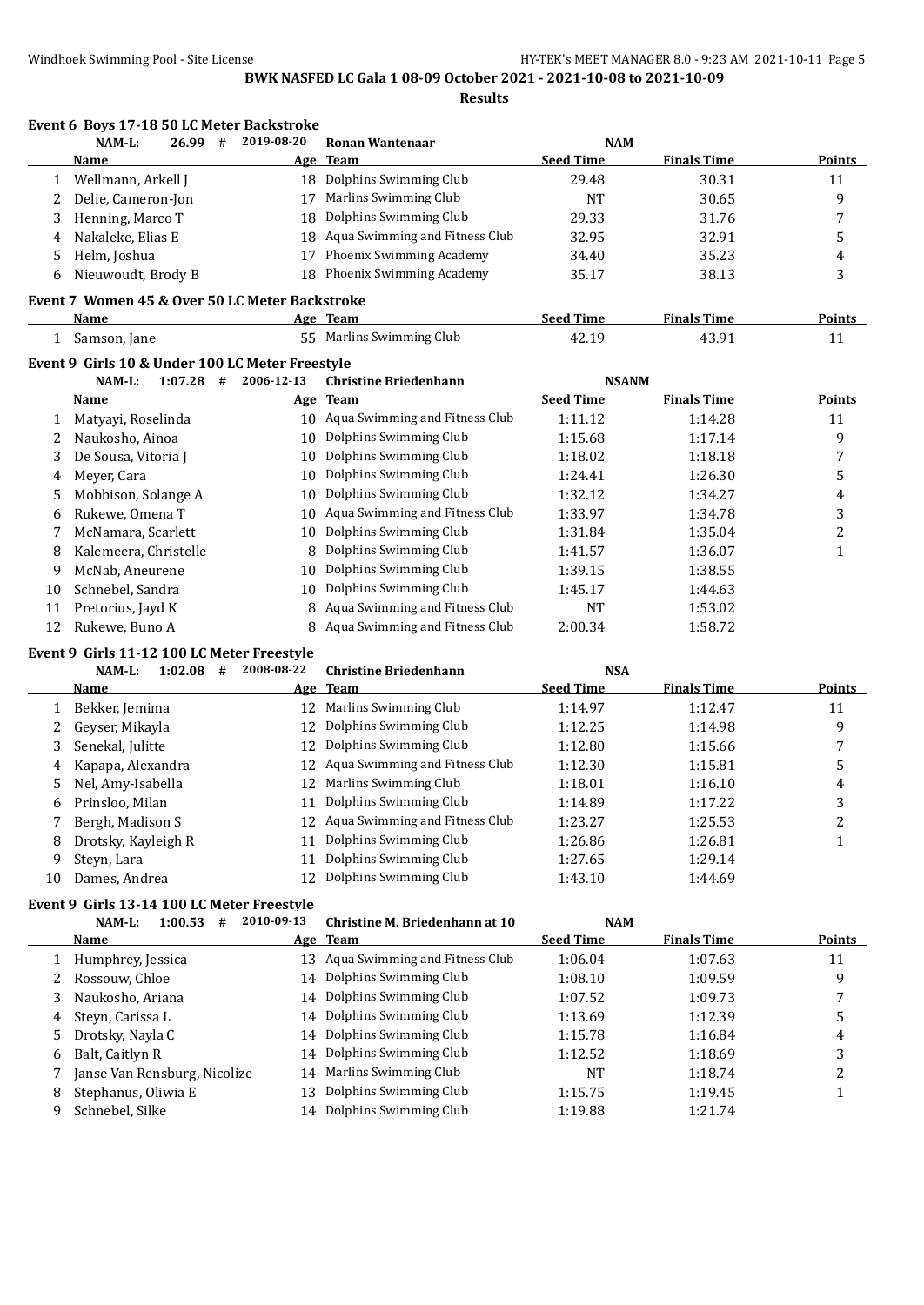**BWK NASFED LC Gala 1 08-09 October 2021 - 2021-10-08 to 2021-10-09**

**Results**

### Event 6 Boys 17-18 50 LC Meter Backstroke

NAM-L: 26.99 # 2019-08-20 Ronan Wantenaar NAM

| | Name | Age | Team | Seed Time | Finals Time | Points |
|---|---|---|---|---|---|---|
| 1 | Wellmann, Arkell J | 18 | Dolphins Swimming Club | 29.48 | 30.31 | 11 |
| 2 | Delie, Cameron-Jon | 17 | Marlins Swimming Club | NT | 30.65 | 9 |
| 3 | Henning, Marco T | 18 | Dolphins Swimming Club | 29.33 | 31.76 | 7 |
| 4 | Nakaleke, Elias E | 18 | Aqua Swimming and Fitness Club | 32.95 | 32.91 | 5 |
| 5 | Helm, Joshua | 17 | Phoenix Swimming Academy | 34.40 | 35.23 | 4 |
| 6 | Nieuwoudt, Brody B | 18 | Phoenix Swimming Academy | 35.17 | 38.13 | 3 |

### Event 7 Women 45 & Over 50 LC Meter Backstroke

| | Name | Age | Team | Seed Time | Finals Time | Points |
|---|---|---|---|---|---|---|
| 1 | Samson, Jane | 55 | Marlins Swimming Club | 42.19 | 43.91 | 11 |

### Event 9 Girls 10 & Under 100 LC Meter Freestyle

NAM-L: 1:07.28 # 2006-12-13 Christine Briedenhann NSANM

| | Name | Age | Team | Seed Time | Finals Time | Points |
|---|---|---|---|---|---|---|
| 1 | Matyayi, Roselinda | 10 | Aqua Swimming and Fitness Club | 1:11.12 | 1:14.28 | 11 |
| 2 | Naukosho, Ainoa | 10 | Dolphins Swimming Club | 1:15.68 | 1:17.14 | 9 |
| 3 | De Sousa, Vitoria J | 10 | Dolphins Swimming Club | 1:18.02 | 1:18.18 | 7 |
| 4 | Meyer, Cara | 10 | Dolphins Swimming Club | 1:24.41 | 1:26.30 | 5 |
| 5 | Mobbison, Solange A | 10 | Dolphins Swimming Club | 1:32.12 | 1:34.27 | 4 |
| 6 | Rukewe, Omena T | 10 | Aqua Swimming and Fitness Club | 1:33.97 | 1:34.78 | 3 |
| 7 | McNamara, Scarlett | 10 | Dolphins Swimming Club | 1:31.84 | 1:35.04 | 2 |
| 8 | Kalemeera, Christelle | 8 | Dolphins Swimming Club | 1:41.57 | 1:36.07 | 1 |
| 9 | McNab, Aneurene | 10 | Dolphins Swimming Club | 1:39.15 | 1:38.55 | |
| 10 | Schnebel, Sandra | 10 | Dolphins Swimming Club | 1:45.17 | 1:44.63 | |
| 11 | Pretorius, Jayd K | 8 | Aqua Swimming and Fitness Club | NT | 1:53.02 | |
| 12 | Rukewe, Buno A | 8 | Aqua Swimming and Fitness Club | 2:00.34 | 1:58.72 | |

### Event 9 Girls 11-12 100 LC Meter Freestyle

NAM-L: 1:02.08 # 2008-08-22 Christine Briedenhann NSA

| | Name | Age | Team | Seed Time | Finals Time | Points |
|---|---|---|---|---|---|---|
| 1 | Bekker, Jemima | 12 | Marlins Swimming Club | 1:14.97 | 1:12.47 | 11 |
| 2 | Geyser, Mikayla | 12 | Dolphins Swimming Club | 1:12.25 | 1:14.98 | 9 |
| 3 | Senekal, Julitte | 12 | Dolphins Swimming Club | 1:12.80 | 1:15.66 | 7 |
| 4 | Kapapa, Alexandra | 12 | Aqua Swimming and Fitness Club | 1:12.30 | 1:15.81 | 5 |
| 5 | Nel, Amy-Isabella | 12 | Marlins Swimming Club | 1:18.01 | 1:16.10 | 4 |
| 6 | Prinsloo, Milan | 11 | Dolphins Swimming Club | 1:14.89 | 1:17.22 | 3 |
| 7 | Bergh, Madison S | 12 | Aqua Swimming and Fitness Club | 1:23.27 | 1:25.53 | 2 |
| 8 | Drotsky, Kayleigh R | 11 | Dolphins Swimming Club | 1:26.86 | 1:26.81 | 1 |
| 9 | Steyn, Lara | 11 | Dolphins Swimming Club | 1:27.65 | 1:29.14 | |
| 10 | Dames, Andrea | 12 | Dolphins Swimming Club | 1:43.10 | 1:44.69 | |

### Event 9 Girls 13-14 100 LC Meter Freestyle

NAM-L: 1:00.53 # 2010-09-13 Christine M. Briedenhann at 10 NAM

| | Name | Age | Team | Seed Time | Finals Time | Points |
|---|---|---|---|---|---|---|
| 1 | Humphrey, Jessica | 13 | Aqua Swimming and Fitness Club | 1:06.04 | 1:07.63 | 11 |
| 2 | Rossouw, Chloe | 14 | Dolphins Swimming Club | 1:08.10 | 1:09.59 | 9 |
| 3 | Naukosho, Ariana | 14 | Dolphins Swimming Club | 1:07.52 | 1:09.73 | 7 |
| 4 | Steyn, Carissa L | 14 | Dolphins Swimming Club | 1:13.69 | 1:12.39 | 5 |
| 5 | Drotsky, Nayla C | 14 | Dolphins Swimming Club | 1:15.78 | 1:16.84 | 4 |
| 6 | Balt, Caitlyn R | 14 | Dolphins Swimming Club | 1:12.52 | 1:18.69 | 3 |
| 7 | Janse Van Rensburg, Nicolize | 14 | Marlins Swimming Club | NT | 1:18.74 | 2 |
| 8 | Stephanus, Oliwia E | 13 | Dolphins Swimming Club | 1:15.75 | 1:19.45 | 1 |
| 9 | Schnebel, Silke | 14 | Dolphins Swimming Club | 1:19.88 | 1:21.74 | |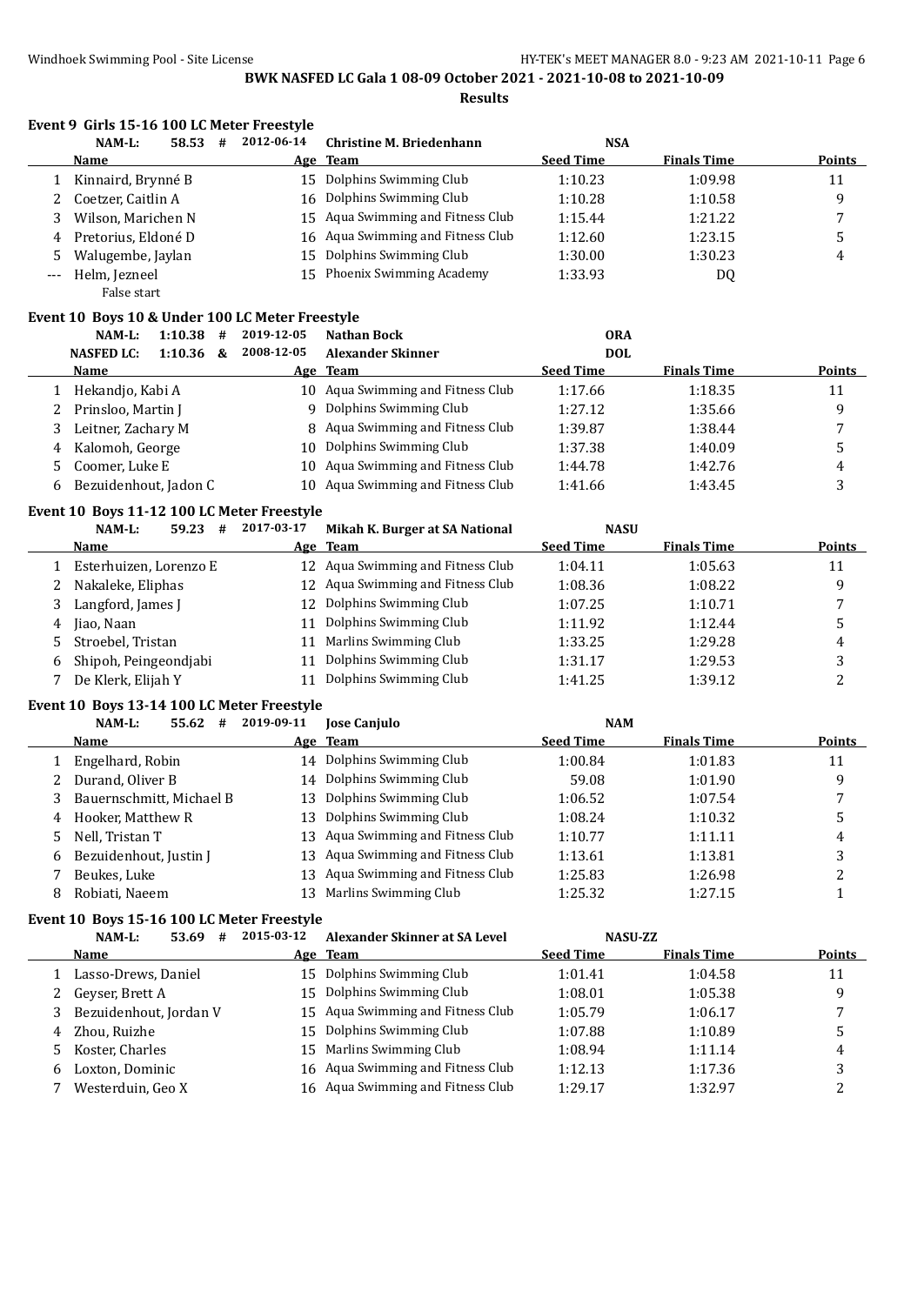**BWK NASFED LC Gala 1 08-09 October 2021 - 2021-10-08 to 2021-10-09**

**Results**

### Event 9 Girls 15-16 100 LC Meter Freestyle

NAM-L: 58.53 # 2012-06-14 **Christine M. Briedenhann** NSA

| | Name | Age | Team | Seed Time | Finals Time | Points |
|---|---|---|---|---|---|---|
| 1 | Kinnaird, Brynné B | 15 | Dolphins Swimming Club | 1:10.23 | 1:09.98 | 11 |
| 2 | Coetzer, Caitlin A | 16 | Dolphins Swimming Club | 1:10.28 | 1:10.58 | 9 |
| 3 | Wilson, Marichen N | 15 | Aqua Swimming and Fitness Club | 1:15.44 | 1:21.22 | 7 |
| 4 | Pretorius, Eldoné D | 16 | Aqua Swimming and Fitness Club | 1:12.60 | 1:23.15 | 5 |
| 5 | Walugembe, Jaylan | 15 | Dolphins Swimming Club | 1:30.00 | 1:30.23 | 4 |
| --- | Helm, Jezneel | 15 | Phoenix Swimming Academy | 1:33.93 | DQ | |
| | False start | | | | | |

### Event 10 Boys 10 & Under 100 LC Meter Freestyle

NAM-L: 1:10.38 # 2019-12-05 **Nathan Bock** ORA

NASFED LC: 1:10.36 & 2008-12-05 **Alexander Skinner** DOL

| | Name | Age | Team | Seed Time | Finals Time | Points |
|---|---|---|---|---|---|---|
| 1 | Hekandjo, Kabi A | 10 | Aqua Swimming and Fitness Club | 1:17.66 | 1:18.35 | 11 |
| 2 | Prinsloo, Martin J | 9 | Dolphins Swimming Club | 1:27.12 | 1:35.66 | 9 |
| 3 | Leitner, Zachary M | 8 | Aqua Swimming and Fitness Club | 1:39.87 | 1:38.44 | 7 |
| 4 | Kalomoh, George | 10 | Dolphins Swimming Club | 1:37.38 | 1:40.09 | 5 |
| 5 | Coomer, Luke E | 10 | Aqua Swimming and Fitness Club | 1:44.78 | 1:42.76 | 4 |
| 6 | Bezuidenhout, Jadon C | 10 | Aqua Swimming and Fitness Club | 1:41.66 | 1:43.45 | 3 |

### Event 10 Boys 11-12 100 LC Meter Freestyle

NAM-L: 59.23 # 2017-03-17 **Mikah K. Burger at SA National** NASU

| | Name | Age | Team | Seed Time | Finals Time | Points |
|---|---|---|---|---|---|---|
| 1 | Esterhuizen, Lorenzo E | 12 | Aqua Swimming and Fitness Club | 1:04.11 | 1:05.63 | 11 |
| 2 | Nakaleke, Eliphas | 12 | Aqua Swimming and Fitness Club | 1:08.36 | 1:08.22 | 9 |
| 3 | Langford, James J | 12 | Dolphins Swimming Club | 1:07.25 | 1:10.71 | 7 |
| 4 | Jiao, Naan | 11 | Dolphins Swimming Club | 1:11.92 | 1:12.44 | 5 |
| 5 | Stroebel, Tristan | 11 | Marlins Swimming Club | 1:33.25 | 1:29.28 | 4 |
| 6 | Shipoh, Peingeondjabi | 11 | Dolphins Swimming Club | 1:31.17 | 1:29.53 | 3 |
| 7 | De Klerk, Elijah Y | 11 | Dolphins Swimming Club | 1:41.25 | 1:39.12 | 2 |

### Event 10 Boys 13-14 100 LC Meter Freestyle

NAM-L: 55.62 # 2019-09-11 **Jose Canjulo** NAM

| | Name | Age | Team | Seed Time | Finals Time | Points |
|---|---|---|---|---|---|---|
| 1 | Engelhard, Robin | 14 | Dolphins Swimming Club | 1:00.84 | 1:01.83 | 11 |
| 2 | Durand, Oliver B | 14 | Dolphins Swimming Club | 59.08 | 1:01.90 | 9 |
| 3 | Bauernschmitt, Michael B | 13 | Dolphins Swimming Club | 1:06.52 | 1:07.54 | 7 |
| 4 | Hooker, Matthew R | 13 | Dolphins Swimming Club | 1:08.24 | 1:10.32 | 5 |
| 5 | Nell, Tristan T | 13 | Aqua Swimming and Fitness Club | 1:10.77 | 1:11.11 | 4 |
| 6 | Bezuidenhout, Justin J | 13 | Aqua Swimming and Fitness Club | 1:13.61 | 1:13.81 | 3 |
| 7 | Beukes, Luke | 13 | Aqua Swimming and Fitness Club | 1:25.83 | 1:26.98 | 2 |
| 8 | Robiati, Naeem | 13 | Marlins Swimming Club | 1:25.32 | 1:27.15 | 1 |

### Event 10 Boys 15-16 100 LC Meter Freestyle

NAM-L: 53.69 # 2015-03-12 **Alexander Skinner at SA Level** NASU-ZZ

| | Name | Age | Team | Seed Time | Finals Time | Points |
|---|---|---|---|---|---|---|
| 1 | Lasso-Drews, Daniel | 15 | Dolphins Swimming Club | 1:01.41 | 1:04.58 | 11 |
| 2 | Geyser, Brett A | 15 | Dolphins Swimming Club | 1:08.01 | 1:05.38 | 9 |
| 3 | Bezuidenhout, Jordan V | 15 | Aqua Swimming and Fitness Club | 1:05.79 | 1:06.17 | 7 |
| 4 | Zhou, Ruizhe | 15 | Dolphins Swimming Club | 1:07.88 | 1:10.89 | 5 |
| 5 | Koster, Charles | 15 | Marlins Swimming Club | 1:08.94 | 1:11.14 | 4 |
| 6 | Loxton, Dominic | 16 | Aqua Swimming and Fitness Club | 1:12.13 | 1:17.36 | 3 |
| 7 | Westerduin, Geo X | 16 | Aqua Swimming and Fitness Club | 1:29.17 | 1:32.97 | 2 |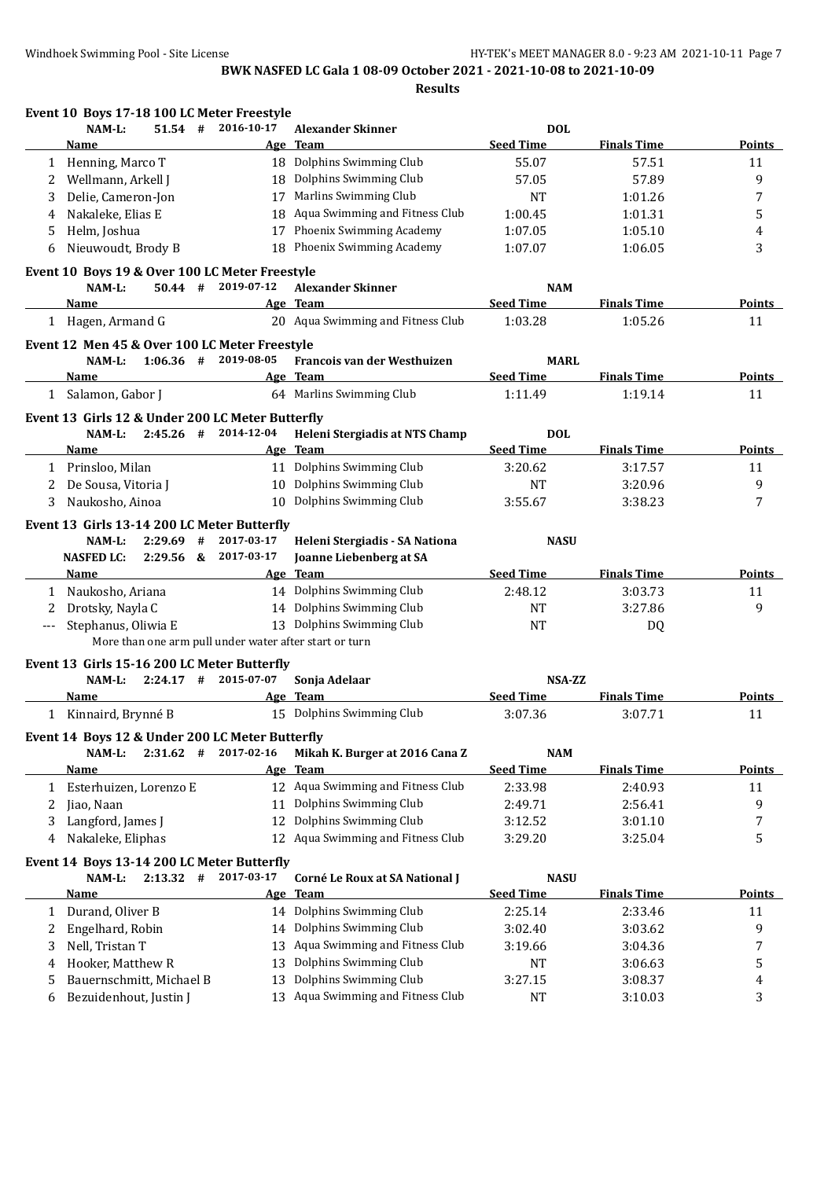## BWK NASFED LC Gala 1 08-09 October 2021 - 2021-10-08 to 2021-10-09

### Results

**Event 10 Boys 17-18 100 LC Meter Freestyle**

NAM-L: 51.54 # 2016-10-17 **Alexander Skinner** **DOL**

| | Name | Age | Team | Seed Time | Finals Time | Points |
|---|---|---|---|---|---|---|
| 1 | Henning, Marco T | 18 | Dolphins Swimming Club | 55.07 | 57.51 | 11 |
| 2 | Wellmann, Arkell J | 18 | Dolphins Swimming Club | 57.05 | 57.89 | 9 |
| 3 | Delie, Cameron-Jon | 17 | Marlins Swimming Club | NT | 1:01.26 | 7 |
| 4 | Nakaleke, Elias E | 18 | Aqua Swimming and Fitness Club | 1:00.45 | 1:01.31 | 5 |
| 5 | Helm, Joshua | 17 | Phoenix Swimming Academy | 1:07.05 | 1:05.10 | 4 |
| 6 | Nieuwoudt, Brody B | 18 | Phoenix Swimming Academy | 1:07.07 | 1:06.05 | 3 |

**Event 10 Boys 19 & Over 100 LC Meter Freestyle**

NAM-L: 50.44 # 2019-07-12 **Alexander Skinner** **NAM**

| | Name | Age | Team | Seed Time | Finals Time | Points |
|---|---|---|---|---|---|---|
| 1 | Hagen, Armand G | 20 | Aqua Swimming and Fitness Club | 1:03.28 | 1:05.26 | 11 |

**Event 12 Men 45 & Over 100 LC Meter Freestyle**

NAM-L: 1:06.36 # 2019-08-05 **Francois van der Westhuizen** **MARL**

| | Name | Age | Team | Seed Time | Finals Time | Points |
|---|---|---|---|---|---|---|
| 1 | Salamon, Gabor J | 64 | Marlins Swimming Club | 1:11.49 | 1:19.14 | 11 |

**Event 13 Girls 12 & Under 200 LC Meter Butterfly**

NAM-L: 2:45.26 # 2014-12-04 **Heleni Stergiadis at NTS Champ** **DOL**

| | Name | Age | Team | Seed Time | Finals Time | Points |
|---|---|---|---|---|---|---|
| 1 | Prinsloo, Milan | 11 | Dolphins Swimming Club | 3:20.62 | 3:17.57 | 11 |
| 2 | De Sousa, Vitoria J | 10 | Dolphins Swimming Club | NT | 3:20.96 | 9 |
| 3 | Naukosho, Ainoa | 10 | Dolphins Swimming Club | 3:55.67 | 3:38.23 | 7 |

**Event 13 Girls 13-14 200 LC Meter Butterfly**

NAM-L: 2:29.69 # 2017-03-17 **Heleni Stergiadis - SA Nationa** **NASU**
NASFED LC: 2:29.56 & 2017-03-17 **Joanne Liebenberg at SA**

| | Name | Age | Team | Seed Time | Finals Time | Points |
|---|---|---|---|---|---|---|
| 1 | Naukosho, Ariana | 14 | Dolphins Swimming Club | 2:48.12 | 3:03.73 | 11 |
| 2 | Drotsky, Nayla C | 14 | Dolphins Swimming Club | NT | 3:27.86 | 9 |
| --- | Stephanus, Oliwia E | 13 | Dolphins Swimming Club | NT | DQ | |

More than one arm pull under water after start or turn

**Event 13 Girls 15-16 200 LC Meter Butterfly**

NAM-L: 2:24.17 # 2015-07-07 **Sonja Adelaar** **NSA-ZZ**

| | Name | Age | Team | Seed Time | Finals Time | Points |
|---|---|---|---|---|---|---|
| 1 | Kinnaird, Brynné B | 15 | Dolphins Swimming Club | 3:07.36 | 3:07.71 | 11 |

**Event 14 Boys 12 & Under 200 LC Meter Butterfly**

NAM-L: 2:31.62 # 2017-02-16 **Mikah K. Burger at 2016 Cana Z** **NAM**

| | Name | Age | Team | Seed Time | Finals Time | Points |
|---|---|---|---|---|---|---|
| 1 | Esterhuizen, Lorenzo E | 12 | Aqua Swimming and Fitness Club | 2:33.98 | 2:40.93 | 11 |
| 2 | Jiao, Naan | 11 | Dolphins Swimming Club | 2:49.71 | 2:56.41 | 9 |
| 3 | Langford, James J | 12 | Dolphins Swimming Club | 3:12.52 | 3:01.10 | 7 |
| 4 | Nakaleke, Eliphas | 12 | Aqua Swimming and Fitness Club | 3:29.20 | 3:25.04 | 5 |

**Event 14 Boys 13-14 200 LC Meter Butterfly**

NAM-L: 2:13.32 # 2017-03-17 **Corné Le Roux at SA National J** **NASU**

| | Name | Age | Team | Seed Time | Finals Time | Points |
|---|---|---|---|---|---|---|
| 1 | Durand, Oliver B | 14 | Dolphins Swimming Club | 2:25.14 | 2:33.46 | 11 |
| 2 | Engelhard, Robin | 14 | Dolphins Swimming Club | 3:02.40 | 3:03.62 | 9 |
| 3 | Nell, Tristan T | 13 | Aqua Swimming and Fitness Club | 3:19.66 | 3:04.36 | 7 |
| 4 | Hooker, Matthew R | 13 | Dolphins Swimming Club | NT | 3:06.63 | 5 |
| 5 | Bauernschmitt, Michael B | 13 | Dolphins Swimming Club | 3:27.15 | 3:08.37 | 4 |
| 6 | Bezuidenhout, Justin J | 13 | Aqua Swimming and Fitness Club | NT | 3:10.03 | 3 |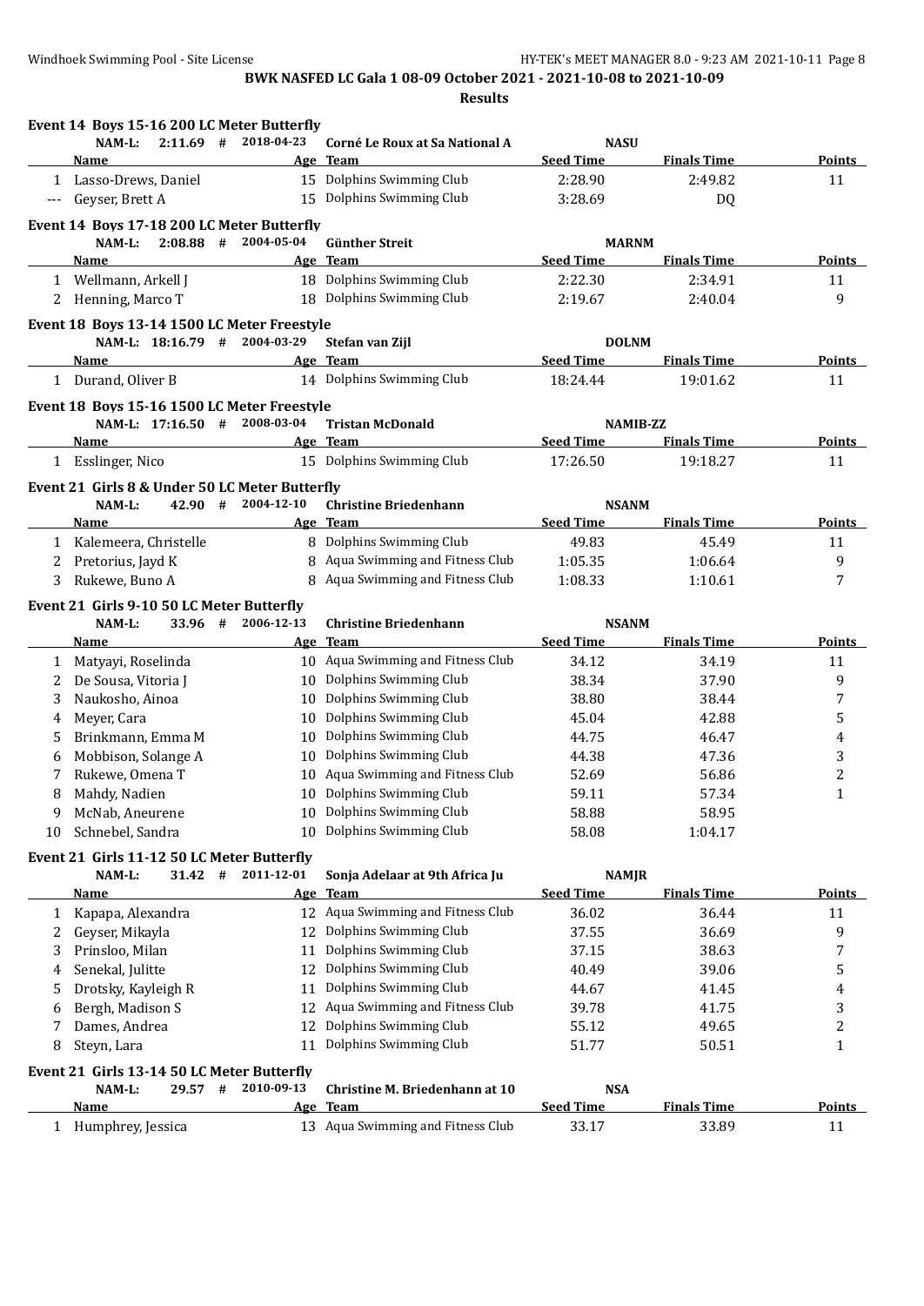**BWK NASFED LC Gala 1 08-09 October 2021 - 2021-10-08 to 2021-10-09**

**Results**

### Event 14 Boys 15-16 200 LC Meter Butterfly

NAM-L: 2:11.69 # 2018-04-23 Corné Le Roux at Sa National A NASU

| | Name | Age | Team | Seed Time | Finals Time | Points |
|---|---|---|---|---|---|---|
| 1 | Lasso-Drews, Daniel | 15 | Dolphins Swimming Club | 2:28.90 | 2:49.82 | 11 |
| --- | Geyser, Brett A | 15 | Dolphins Swimming Club | 3:28.69 | DQ | |

### Event 14 Boys 17-18 200 LC Meter Butterfly

NAM-L: 2:08.88 # 2004-05-04 Günther Streit MARNM

| | Name | Age | Team | Seed Time | Finals Time | Points |
|---|---|---|---|---|---|---|
| 1 | Wellmann, Arkell J | 18 | Dolphins Swimming Club | 2:22.30 | 2:34.91 | 11 |
| 2 | Henning, Marco T | 18 | Dolphins Swimming Club | 2:19.67 | 2:40.04 | 9 |

### Event 18 Boys 13-14 1500 LC Meter Freestyle

NAM-L: 18:16.79 # 2004-03-29 Stefan van Zijl DOLNM

| | Name | Age | Team | Seed Time | Finals Time | Points |
|---|---|---|---|---|---|---|
| 1 | Durand, Oliver B | 14 | Dolphins Swimming Club | 18:24.44 | 19:01.62 | 11 |

### Event 18 Boys 15-16 1500 LC Meter Freestyle

NAM-L: 17:16.50 # 2008-03-04 Tristan McDonald NAMIB-ZZ

| | Name | Age | Team | Seed Time | Finals Time | Points |
|---|---|---|---|---|---|---|
| 1 | Esslinger, Nico | 15 | Dolphins Swimming Club | 17:26.50 | 19:18.27 | 11 |

### Event 21 Girls 8 & Under 50 LC Meter Butterfly

NAM-L: 42.90 # 2004-12-10 Christine Briedenhann NSANM

| | Name | Age | Team | Seed Time | Finals Time | Points |
|---|---|---|---|---|---|---|
| 1 | Kalemeera, Christelle | 8 | Dolphins Swimming Club | 49.83 | 45.49 | 11 |
| 2 | Pretorius, Jayd K | 8 | Aqua Swimming and Fitness Club | 1:05.35 | 1:06.64 | 9 |
| 3 | Rukewe, Buno A | 8 | Aqua Swimming and Fitness Club | 1:08.33 | 1:10.61 | 7 |

### Event 21 Girls 9-10 50 LC Meter Butterfly

NAM-L: 33.96 # 2006-12-13 Christine Briedenhann NSANM

| | Name | Age | Team | Seed Time | Finals Time | Points |
|---|---|---|---|---|---|---|
| 1 | Matyayi, Roselinda | 10 | Aqua Swimming and Fitness Club | 34.12 | 34.19 | 11 |
| 2 | De Sousa, Vitoria J | 10 | Dolphins Swimming Club | 38.34 | 37.90 | 9 |
| 3 | Naukosho, Ainoa | 10 | Dolphins Swimming Club | 38.80 | 38.44 | 7 |
| 4 | Meyer, Cara | 10 | Dolphins Swimming Club | 45.04 | 42.88 | 5 |
| 5 | Brinkmann, Emma M | 10 | Dolphins Swimming Club | 44.75 | 46.47 | 4 |
| 6 | Mobbison, Solange A | 10 | Dolphins Swimming Club | 44.38 | 47.36 | 3 |
| 7 | Rukewe, Omena T | 10 | Aqua Swimming and Fitness Club | 52.69 | 56.86 | 2 |
| 8 | Mahdy, Nadien | 10 | Dolphins Swimming Club | 59.11 | 57.34 | 1 |
| 9 | McNab, Aneurene | 10 | Dolphins Swimming Club | 58.88 | 58.95 | |
| 10 | Schnebel, Sandra | 10 | Dolphins Swimming Club | 58.08 | 1:04.17 | |

### Event 21 Girls 11-12 50 LC Meter Butterfly

NAM-L: 31.42 # 2011-12-01 Sonja Adelaar at 9th Africa Ju NAMJR

| | Name | Age | Team | Seed Time | Finals Time | Points |
|---|---|---|---|---|---|---|
| 1 | Kapapa, Alexandra | 12 | Aqua Swimming and Fitness Club | 36.02 | 36.44 | 11 |
| 2 | Geyser, Mikayla | 12 | Dolphins Swimming Club | 37.55 | 36.69 | 9 |
| 3 | Prinsloo, Milan | 11 | Dolphins Swimming Club | 37.15 | 38.63 | 7 |
| 4 | Senekal, Julitte | 12 | Dolphins Swimming Club | 40.49 | 39.06 | 5 |
| 5 | Drotsky, Kayleigh R | 11 | Dolphins Swimming Club | 44.67 | 41.45 | 4 |
| 6 | Bergh, Madison S | 12 | Aqua Swimming and Fitness Club | 39.78 | 41.75 | 3 |
| 7 | Dames, Andrea | 12 | Dolphins Swimming Club | 55.12 | 49.65 | 2 |
| 8 | Steyn, Lara | 11 | Dolphins Swimming Club | 51.77 | 50.51 | 1 |

### Event 21 Girls 13-14 50 LC Meter Butterfly

NAM-L: 29.57 # 2010-09-13 Christine M. Briedenhann at 10 NSA

| | Name | Age | Team | Seed Time | Finals Time | Points |
|---|---|---|---|---|---|---|
| 1 | Humphrey, Jessica | 13 | Aqua Swimming and Fitness Club | 33.17 | 33.89 | 11 |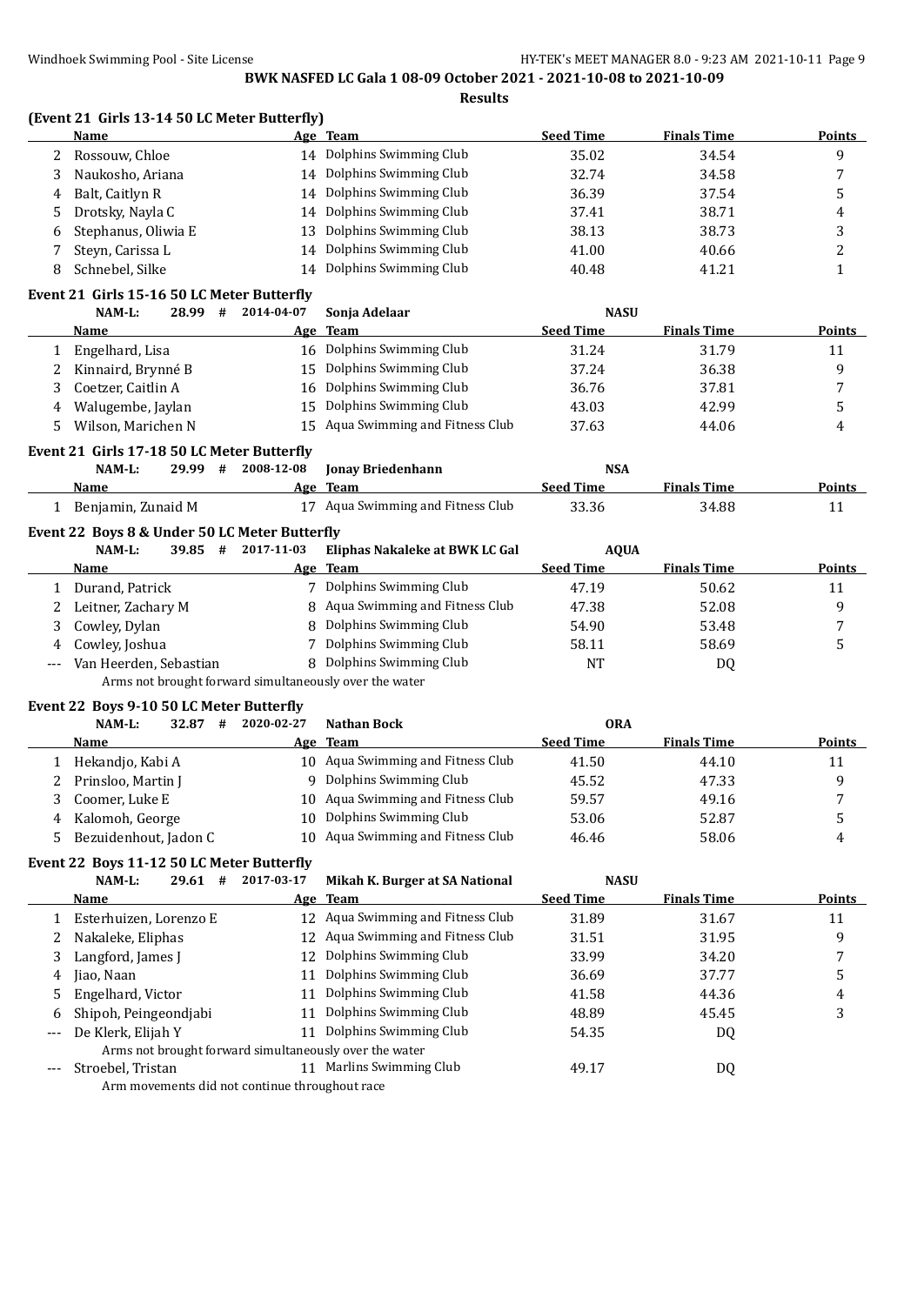# BWK NASFED LC Gala 1 08-09 October 2021 - 2021-10-08 to 2021-10-09

## Results

### (Event 21 Girls 13-14 50 LC Meter Butterfly)

| | Name | Age | Team | Seed Time | Finals Time | Points |
|---|---|---|---|---|---|---|
| 2 | Rossouw, Chloe | 14 | Dolphins Swimming Club | 35.02 | 34.54 | 9 |
| 3 | Naukosho, Ariana | 14 | Dolphins Swimming Club | 32.74 | 34.58 | 7 |
| 4 | Balt, Caitlyn R | 14 | Dolphins Swimming Club | 36.39 | 37.54 | 5 |
| 5 | Drotsky, Nayla C | 14 | Dolphins Swimming Club | 37.41 | 38.71 | 4 |
| 6 | Stephanus, Oliwia E | 13 | Dolphins Swimming Club | 38.13 | 38.73 | 3 |
| 7 | Steyn, Carissa L | 14 | Dolphins Swimming Club | 41.00 | 40.66 | 2 |
| 8 | Schnebel, Silke | 14 | Dolphins Swimming Club | 40.48 | 41.21 | 1 |

### Event 21 Girls 15-16 50 LC Meter Butterfly

NAM-L: 28.99 # 2014-04-07 Sonja Adelaar NASU

| | Name | Age | Team | Seed Time | Finals Time | Points |
|---|---|---|---|---|---|---|
| 1 | Engelhard, Lisa | 16 | Dolphins Swimming Club | 31.24 | 31.79 | 11 |
| 2 | Kinnaird, Brynné B | 15 | Dolphins Swimming Club | 37.24 | 36.38 | 9 |
| 3 | Coetzer, Caitlin A | 16 | Dolphins Swimming Club | 36.76 | 37.81 | 7 |
| 4 | Walugembe, Jaylan | 15 | Dolphins Swimming Club | 43.03 | 42.99 | 5 |
| 5 | Wilson, Marichen N | 15 | Aqua Swimming and Fitness Club | 37.63 | 44.06 | 4 |

### Event 21 Girls 17-18 50 LC Meter Butterfly

NAM-L: 29.99 # 2008-12-08 Jonay Briedenhann NSA

| | Name | Age | Team | Seed Time | Finals Time | Points |
|---|---|---|---|---|---|---|
| 1 | Benjamin, Zunaid M | 17 | Aqua Swimming and Fitness Club | 33.36 | 34.88 | 11 |

### Event 22 Boys 8 & Under 50 LC Meter Butterfly

NAM-L: 39.85 # 2017-11-03 Eliphas Nakaleke at BWK LC Gal AQUA

| | Name | Age | Team | Seed Time | Finals Time | Points |
|---|---|---|---|---|---|---|
| 1 | Durand, Patrick | 7 | Dolphins Swimming Club | 47.19 | 50.62 | 11 |
| 2 | Leitner, Zachary M | 8 | Aqua Swimming and Fitness Club | 47.38 | 52.08 | 9 |
| 3 | Cowley, Dylan | 8 | Dolphins Swimming Club | 54.90 | 53.48 | 7 |
| 4 | Cowley, Joshua | 7 | Dolphins Swimming Club | 58.11 | 58.69 | 5 |
| --- | Van Heerden, Sebastian | 8 | Dolphins Swimming Club | NT | DQ | |
| | Arms not brought forward simultaneously over the water | | | | | |

### Event 22 Boys 9-10 50 LC Meter Butterfly

NAM-L: 32.87 # 2020-02-27 Nathan Bock ORA

| | Name | Age | Team | Seed Time | Finals Time | Points |
|---|---|---|---|---|---|---|
| 1 | Hekandjo, Kabi A | 10 | Aqua Swimming and Fitness Club | 41.50 | 44.10 | 11 |
| 2 | Prinsloo, Martin J | 9 | Dolphins Swimming Club | 45.52 | 47.33 | 9 |
| 3 | Coomer, Luke E | 10 | Aqua Swimming and Fitness Club | 59.57 | 49.16 | 7 |
| 4 | Kalomoh, George | 10 | Dolphins Swimming Club | 53.06 | 52.87 | 5 |
| 5 | Bezuidenhout, Jadon C | 10 | Aqua Swimming and Fitness Club | 46.46 | 58.06 | 4 |

### Event 22 Boys 11-12 50 LC Meter Butterfly

NAM-L: 29.61 # 2017-03-17 Mikah K. Burger at SA National NASU

| | Name | Age | Team | Seed Time | Finals Time | Points |
|---|---|---|---|---|---|---|
| 1 | Esterhuizen, Lorenzo E | 12 | Aqua Swimming and Fitness Club | 31.89 | 31.67 | 11 |
| 2 | Nakaleke, Eliphas | 12 | Aqua Swimming and Fitness Club | 31.51 | 31.95 | 9 |
| 3 | Langford, James J | 12 | Dolphins Swimming Club | 33.99 | 34.20 | 7 |
| 4 | Jiao, Naan | 11 | Dolphins Swimming Club | 36.69 | 37.77 | 5 |
| 5 | Engelhard, Victor | 11 | Dolphins Swimming Club | 41.58 | 44.36 | 4 |
| 6 | Shipoh, Peingeondjabi | 11 | Dolphins Swimming Club | 48.89 | 45.45 | 3 |
| --- | De Klerk, Elijah Y | 11 | Dolphins Swimming Club | 54.35 | DQ | |
| | Arms not brought forward simultaneously over the water | | | | | |
| --- | Stroebel, Tristan | 11 | Marlins Swimming Club | 49.17 | DQ | |
| | Arm movements did not continue throughout race | | | | | |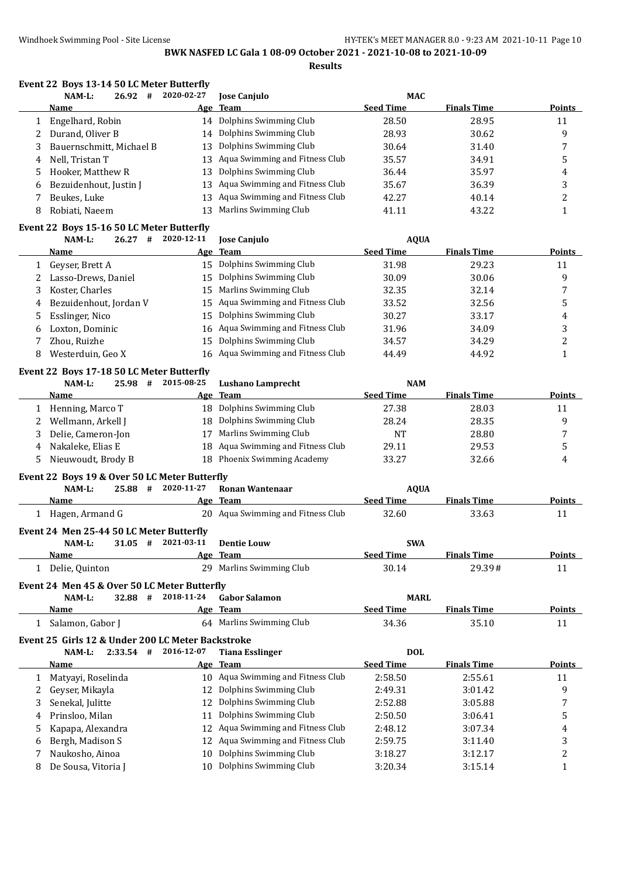**BWK NASFED LC Gala 1 08-09 October 2021 - 2021-10-08 to 2021-10-09**

**Results**

## Event 22 Boys 13-14 50 LC Meter Butterfly

NAM-L: 26.92 # 2020-02-27 Jose Canjulo MAC

| | Name | Age | Team | Seed Time | Finals Time | Points |
|---|---|---|---|---|---|---|
| 1 | Engelhard, Robin | 14 | Dolphins Swimming Club | 28.50 | 28.95 | 11 |
| 2 | Durand, Oliver B | 14 | Dolphins Swimming Club | 28.93 | 30.62 | 9 |
| 3 | Bauernschmitt, Michael B | 13 | Dolphins Swimming Club | 30.64 | 31.40 | 7 |
| 4 | Nell, Tristan T | 13 | Aqua Swimming and Fitness Club | 35.57 | 34.91 | 5 |
| 5 | Hooker, Matthew R | 13 | Dolphins Swimming Club | 36.44 | 35.97 | 4 |
| 6 | Bezuidenhout, Justin J | 13 | Aqua Swimming and Fitness Club | 35.67 | 36.39 | 3 |
| 7 | Beukes, Luke | 13 | Aqua Swimming and Fitness Club | 42.27 | 40.14 | 2 |
| 8 | Robiati, Naeem | 13 | Marlins Swimming Club | 41.11 | 43.22 | 1 |

## Event 22 Boys 15-16 50 LC Meter Butterfly

NAM-L: 26.27 # 2020-12-11 Jose Canjulo AQUA

| | Name | Age | Team | Seed Time | Finals Time | Points |
|---|---|---|---|---|---|---|
| 1 | Geyser, Brett A | 15 | Dolphins Swimming Club | 31.98 | 29.23 | 11 |
| 2 | Lasso-Drews, Daniel | 15 | Dolphins Swimming Club | 30.09 | 30.06 | 9 |
| 3 | Koster, Charles | 15 | Marlins Swimming Club | 32.35 | 32.14 | 7 |
| 4 | Bezuidenhout, Jordan V | 15 | Aqua Swimming and Fitness Club | 33.52 | 32.56 | 5 |
| 5 | Esslinger, Nico | 15 | Dolphins Swimming Club | 30.27 | 33.17 | 4 |
| 6 | Loxton, Dominic | 16 | Aqua Swimming and Fitness Club | 31.96 | 34.09 | 3 |
| 7 | Zhou, Ruizhe | 15 | Dolphins Swimming Club | 34.57 | 34.29 | 2 |
| 8 | Westerduin, Geo X | 16 | Aqua Swimming and Fitness Club | 44.49 | 44.92 | 1 |

## Event 22 Boys 17-18 50 LC Meter Butterfly

NAM-L: 25.98 # 2015-08-25 Lushano Lamprecht NAM

| | Name | Age | Team | Seed Time | Finals Time | Points |
|---|---|---|---|---|---|---|
| 1 | Henning, Marco T | 18 | Dolphins Swimming Club | 27.38 | 28.03 | 11 |
| 2 | Wellmann, Arkell J | 18 | Dolphins Swimming Club | 28.24 | 28.35 | 9 |
| 3 | Delie, Cameron-Jon | 17 | Marlins Swimming Club | NT | 28.80 | 7 |
| 4 | Nakaleke, Elias E | 18 | Aqua Swimming and Fitness Club | 29.11 | 29.53 | 5 |
| 5 | Nieuwoudt, Brody B | 18 | Phoenix Swimming Academy | 33.27 | 32.66 | 4 |

## Event 22 Boys 19 & Over 50 LC Meter Butterfly

NAM-L: 25.88 # 2020-11-27 Ronan Wantenaar AQUA

| | Name | Age | Team | Seed Time | Finals Time | Points |
|---|---|---|---|---|---|---|
| 1 | Hagen, Armand G | 20 | Aqua Swimming and Fitness Club | 32.60 | 33.63 | 11 |

## Event 24 Men 25-44 50 LC Meter Butterfly

NAM-L: 31.05 # 2021-03-11 Dentie Louw SWA

| | Name | Age | Team | Seed Time | Finals Time | Points |
|---|---|---|---|---|---|---|
| 1 | Delie, Quinton | 29 | Marlins Swimming Club | 30.14 | 29.39# | 11 |

## Event 24 Men 45 & Over 50 LC Meter Butterfly

NAM-L: 32.88 # 2018-11-24 Gabor Salamon MARL

| | Name | Age | Team | Seed Time | Finals Time | Points |
|---|---|---|---|---|---|---|
| 1 | Salamon, Gabor J | 64 | Marlins Swimming Club | 34.36 | 35.10 | 11 |

## Event 25 Girls 12 & Under 200 LC Meter Backstroke

NAM-L: 2:33.54 # 2016-12-07 Tiana Esslinger DOL

| | Name | Age | Team | Seed Time | Finals Time | Points |
|---|---|---|---|---|---|---|
| 1 | Matyayi, Roselinda | 10 | Aqua Swimming and Fitness Club | 2:58.50 | 2:55.61 | 11 |
| 2 | Geyser, Mikayla | 12 | Dolphins Swimming Club | 2:49.31 | 3:01.42 | 9 |
| 3 | Senekal, Julitte | 12 | Dolphins Swimming Club | 2:52.88 | 3:05.88 | 7 |
| 4 | Prinsloo, Milan | 11 | Dolphins Swimming Club | 2:50.50 | 3:06.41 | 5 |
| 5 | Kapapa, Alexandra | 12 | Aqua Swimming and Fitness Club | 2:48.12 | 3:07.34 | 4 |
| 6 | Bergh, Madison S | 12 | Aqua Swimming and Fitness Club | 2:59.75 | 3:11.40 | 3 |
| 7 | Naukosho, Ainoa | 10 | Dolphins Swimming Club | 3:18.27 | 3:12.17 | 2 |
| 8 | De Sousa, Vitoria J | 10 | Dolphins Swimming Club | 3:20.34 | 3:15.14 | 1 |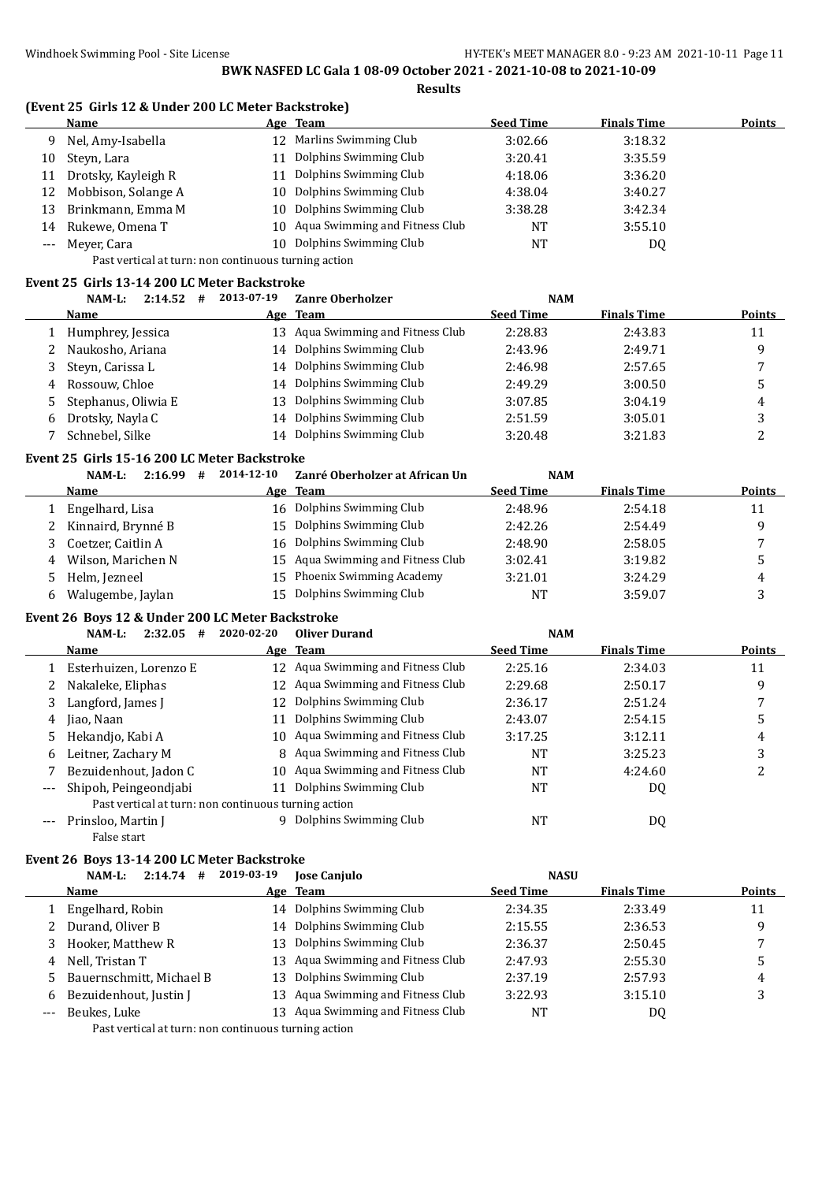**BWK NASFED LC Gala 1 08-09 October 2021 - 2021-10-08 to 2021-10-09**

**Results**

### (Event 25 Girls 12 & Under 200 LC Meter Backstroke)

| | Name | Age | Team | Seed Time | Finals Time | Points |
|---|---|---|---|---|---|---|
| 9 | Nel, Amy-Isabella | 12 | Marlins Swimming Club | 3:02.66 | 3:18.32 | |
| 10 | Steyn, Lara | 11 | Dolphins Swimming Club | 3:20.41 | 3:35.59 | |
| 11 | Drotsky, Kayleigh R | 11 | Dolphins Swimming Club | 4:18.06 | 3:36.20 | |
| 12 | Mobbison, Solange A | 10 | Dolphins Swimming Club | 4:38.04 | 3:40.27 | |
| 13 | Brinkmann, Emma M | 10 | Dolphins Swimming Club | 3:38.28 | 3:42.34 | |
| 14 | Rukewe, Omena T | 10 | Aqua Swimming and Fitness Club | NT | 3:55.10 | |
| --- | Meyer, Cara | 10 | Dolphins Swimming Club | NT | DQ | |
| | Past vertical at turn: non continuous turning action | | | | | |

### Event 25 Girls 13-14 200 LC Meter Backstroke

NAM-L: 2:14.52 # 2013-07-19 Zanre Oberholzer NAM

| | Name | Age | Team | Seed Time | Finals Time | Points |
|---|---|---|---|---|---|---|
| 1 | Humphrey, Jessica | 13 | Aqua Swimming and Fitness Club | 2:28.83 | 2:43.83 | 11 |
| 2 | Naukosho, Ariana | 14 | Dolphins Swimming Club | 2:43.96 | 2:49.71 | 9 |
| 3 | Steyn, Carissa L | 14 | Dolphins Swimming Club | 2:46.98 | 2:57.65 | 7 |
| 4 | Rossouw, Chloe | 14 | Dolphins Swimming Club | 2:49.29 | 3:00.50 | 5 |
| 5 | Stephanus, Oliwia E | 13 | Dolphins Swimming Club | 3:07.85 | 3:04.19 | 4 |
| 6 | Drotsky, Nayla C | 14 | Dolphins Swimming Club | 2:51.59 | 3:05.01 | 3 |
| 7 | Schnebel, Silke | 14 | Dolphins Swimming Club | 3:20.48 | 3:21.83 | 2 |

### Event 25 Girls 15-16 200 LC Meter Backstroke

NAM-L: 2:16.99 # 2014-12-10 Zanré Oberholzer at African Un NAM

| | Name | Age | Team | Seed Time | Finals Time | Points |
|---|---|---|---|---|---|---|
| 1 | Engelhard, Lisa | 16 | Dolphins Swimming Club | 2:48.96 | 2:54.18 | 11 |
| 2 | Kinnaird, Brynné B | 15 | Dolphins Swimming Club | 2:42.26 | 2:54.49 | 9 |
| 3 | Coetzer, Caitlin A | 16 | Dolphins Swimming Club | 2:48.90 | 2:58.05 | 7 |
| 4 | Wilson, Marichen N | 15 | Aqua Swimming and Fitness Club | 3:02.41 | 3:19.82 | 5 |
| 5 | Helm, Jezneel | 15 | Phoenix Swimming Academy | 3:21.01 | 3:24.29 | 4 |
| 6 | Walugembe, Jaylan | 15 | Dolphins Swimming Club | NT | 3:59.07 | 3 |

### Event 26 Boys 12 & Under 200 LC Meter Backstroke

NAM-L: 2:32.05 # 2020-02-20 Oliver Durand NAM

| | Name | Age | Team | Seed Time | Finals Time | Points |
|---|---|---|---|---|---|---|
| 1 | Esterhuizen, Lorenzo E | 12 | Aqua Swimming and Fitness Club | 2:25.16 | 2:34.03 | 11 |
| 2 | Nakaleke, Eliphas | 12 | Aqua Swimming and Fitness Club | 2:29.68 | 2:50.17 | 9 |
| 3 | Langford, James J | 12 | Dolphins Swimming Club | 2:36.17 | 2:51.24 | 7 |
| 4 | Jiao, Naan | 11 | Dolphins Swimming Club | 2:43.07 | 2:54.15 | 5 |
| 5 | Hekandjo, Kabi A | 10 | Aqua Swimming and Fitness Club | 3:17.25 | 3:12.11 | 4 |
| 6 | Leitner, Zachary M | 8 | Aqua Swimming and Fitness Club | NT | 3:25.23 | 3 |
| 7 | Bezuidenhout, Jadon C | 10 | Aqua Swimming and Fitness Club | NT | 4:24.60 | 2 |
| --- | Shipoh, Peingeondjabi | 11 | Dolphins Swimming Club | NT | DQ | |
| | Past vertical at turn: non continuous turning action | | | | | |
| --- | Prinsloo, Martin J | 9 | Dolphins Swimming Club | NT | DQ | |
| | False start | | | | | |

### Event 26 Boys 13-14 200 LC Meter Backstroke

NAM-L: 2:14.74 # 2019-03-19 Jose Canjulo NASU

| | Name | Age | Team | Seed Time | Finals Time | Points |
|---|---|---|---|---|---|---|
| 1 | Engelhard, Robin | 14 | Dolphins Swimming Club | 2:34.35 | 2:33.49 | 11 |
| 2 | Durand, Oliver B | 14 | Dolphins Swimming Club | 2:15.55 | 2:36.53 | 9 |
| 3 | Hooker, Matthew R | 13 | Dolphins Swimming Club | 2:36.37 | 2:50.45 | 7 |
| 4 | Nell, Tristan T | 13 | Aqua Swimming and Fitness Club | 2:47.93 | 2:55.30 | 5 |
| 5 | Bauernschmitt, Michael B | 13 | Dolphins Swimming Club | 2:37.19 | 2:57.93 | 4 |
| 6 | Bezuidenhout, Justin J | 13 | Aqua Swimming and Fitness Club | 3:22.93 | 3:15.10 | 3 |
| --- | Beukes, Luke | 13 | Aqua Swimming and Fitness Club | NT | DQ | |
| | Past vertical at turn: non continuous turning action | | | | | |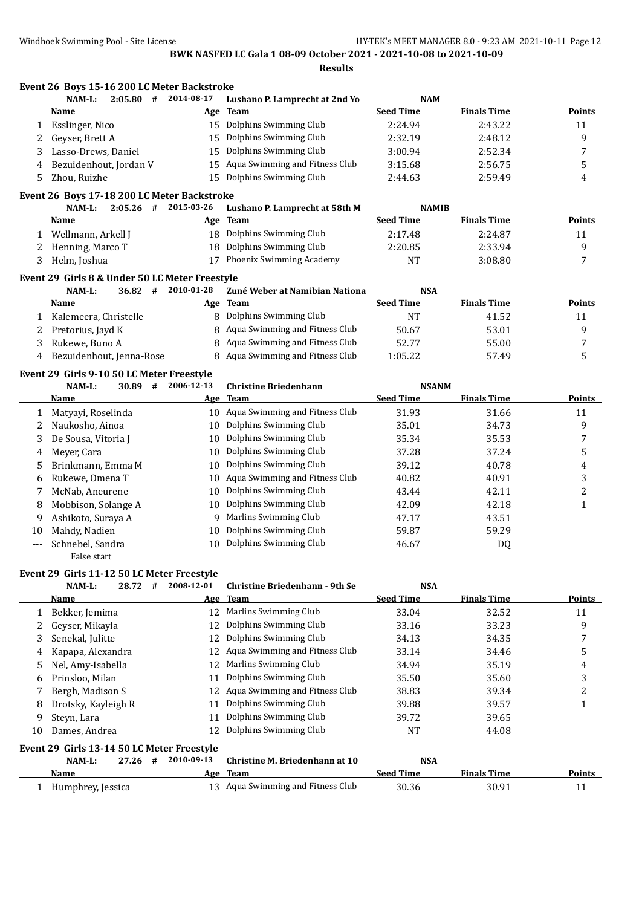**BWK NASFED LC Gala 1 08-09 October 2021 - 2021-10-08 to 2021-10-09**

**Results**

### Event 26 Boys 15-16 200 LC Meter Backstroke

NAM-L: 2:05.80 # 2014-08-17 Lushano P. Lamprecht at 2nd Yo NAM

| | Name | Age | Team | Seed Time | Finals Time | Points |
|---|---|---|---|---|---|---|
| 1 | Esslinger, Nico | 15 | Dolphins Swimming Club | 2:24.94 | 2:43.22 | 11 |
| 2 | Geyser, Brett A | 15 | Dolphins Swimming Club | 2:32.19 | 2:48.12 | 9 |
| 3 | Lasso-Drews, Daniel | 15 | Dolphins Swimming Club | 3:00.94 | 2:52.34 | 7 |
| 4 | Bezuidenhout, Jordan V | 15 | Aqua Swimming and Fitness Club | 3:15.68 | 2:56.75 | 5 |
| 5 | Zhou, Ruizhe | 15 | Dolphins Swimming Club | 2:44.63 | 2:59.49 | 4 |

### Event 26 Boys 17-18 200 LC Meter Backstroke

NAM-L: 2:05.26 # 2015-03-26 Lushano P. Lamprecht at 58th M NAMIB

| | Name | Age | Team | Seed Time | Finals Time | Points |
|---|---|---|---|---|---|---|
| 1 | Wellmann, Arkell J | 18 | Dolphins Swimming Club | 2:17.48 | 2:24.87 | 11 |
| 2 | Henning, Marco T | 18 | Dolphins Swimming Club | 2:20.85 | 2:33.94 | 9 |
| 3 | Helm, Joshua | 17 | Phoenix Swimming Academy | NT | 3:08.80 | 7 |

### Event 29 Girls 8 & Under 50 LC Meter Freestyle

NAM-L: 36.82 # 2010-01-28 Zuné Weber at Namibian Nationa NSA

| | Name | Age | Team | Seed Time | Finals Time | Points |
|---|---|---|---|---|---|---|
| 1 | Kalemeera, Christelle | 8 | Dolphins Swimming Club | NT | 41.52 | 11 |
| 2 | Pretorius, Jayd K | 8 | Aqua Swimming and Fitness Club | 50.67 | 53.01 | 9 |
| 3 | Rukewe, Buno A | 8 | Aqua Swimming and Fitness Club | 52.77 | 55.00 | 7 |
| 4 | Bezuidenhout, Jenna-Rose | 8 | Aqua Swimming and Fitness Club | 1:05.22 | 57.49 | 5 |

### Event 29 Girls 9-10 50 LC Meter Freestyle

NAM-L: 30.89 # 2006-12-13 Christine Briedenhann NSANM

| | Name | Age | Team | Seed Time | Finals Time | Points |
|---|---|---|---|---|---|---|
| 1 | Matyayi, Roselinda | 10 | Aqua Swimming and Fitness Club | 31.93 | 31.66 | 11 |
| 2 | Naukosho, Ainoa | 10 | Dolphins Swimming Club | 35.01 | 34.73 | 9 |
| 3 | De Sousa, Vitoria J | 10 | Dolphins Swimming Club | 35.34 | 35.53 | 7 |
| 4 | Meyer, Cara | 10 | Dolphins Swimming Club | 37.28 | 37.24 | 5 |
| 5 | Brinkmann, Emma M | 10 | Dolphins Swimming Club | 39.12 | 40.78 | 4 |
| 6 | Rukewe, Omena T | 10 | Aqua Swimming and Fitness Club | 40.82 | 40.91 | 3 |
| 7 | McNab, Aneurene | 10 | Dolphins Swimming Club | 43.44 | 42.11 | 2 |
| 8 | Mobbison, Solange A | 10 | Dolphins Swimming Club | 42.09 | 42.18 | 1 |
| 9 | Ashikoto, Suraya A | 9 | Marlins Swimming Club | 47.17 | 43.51 | |
| 10 | Mahdy, Nadien | 10 | Dolphins Swimming Club | 59.87 | 59.29 | |
| --- | Schnebel, Sandra<br>False start | 10 | Dolphins Swimming Club | 46.67 | DQ | |

### Event 29 Girls 11-12 50 LC Meter Freestyle

NAM-L: 28.72 # 2008-12-01 Christine Briedenhann - 9th Se NSA

| | Name | Age | Team | Seed Time | Finals Time | Points |
|---|---|---|---|---|---|---|
| 1 | Bekker, Jemima | 12 | Marlins Swimming Club | 33.04 | 32.52 | 11 |
| 2 | Geyser, Mikayla | 12 | Dolphins Swimming Club | 33.16 | 33.23 | 9 |
| 3 | Senekal, Julitte | 12 | Dolphins Swimming Club | 34.13 | 34.35 | 7 |
| 4 | Kapapa, Alexandra | 12 | Aqua Swimming and Fitness Club | 33.14 | 34.46 | 5 |
| 5 | Nel, Amy-Isabella | 12 | Marlins Swimming Club | 34.94 | 35.19 | 4 |
| 6 | Prinsloo, Milan | 11 | Dolphins Swimming Club | 35.50 | 35.60 | 3 |
| 7 | Bergh, Madison S | 12 | Aqua Swimming and Fitness Club | 38.83 | 39.34 | 2 |
| 8 | Drotsky, Kayleigh R | 11 | Dolphins Swimming Club | 39.88 | 39.57 | 1 |
| 9 | Steyn, Lara | 11 | Dolphins Swimming Club | 39.72 | 39.65 | |
| 10 | Dames, Andrea | 12 | Dolphins Swimming Club | NT | 44.08 | |

### Event 29 Girls 13-14 50 LC Meter Freestyle

NAM-L: 27.26 # 2010-09-13 Christine M. Briedenhann at 10 NSA

| | Name | Age | Team | Seed Time | Finals Time | Points |
|---|---|---|---|---|---|---|
| 1 | Humphrey, Jessica | 13 | Aqua Swimming and Fitness Club | 30.36 | 30.91 | 11 |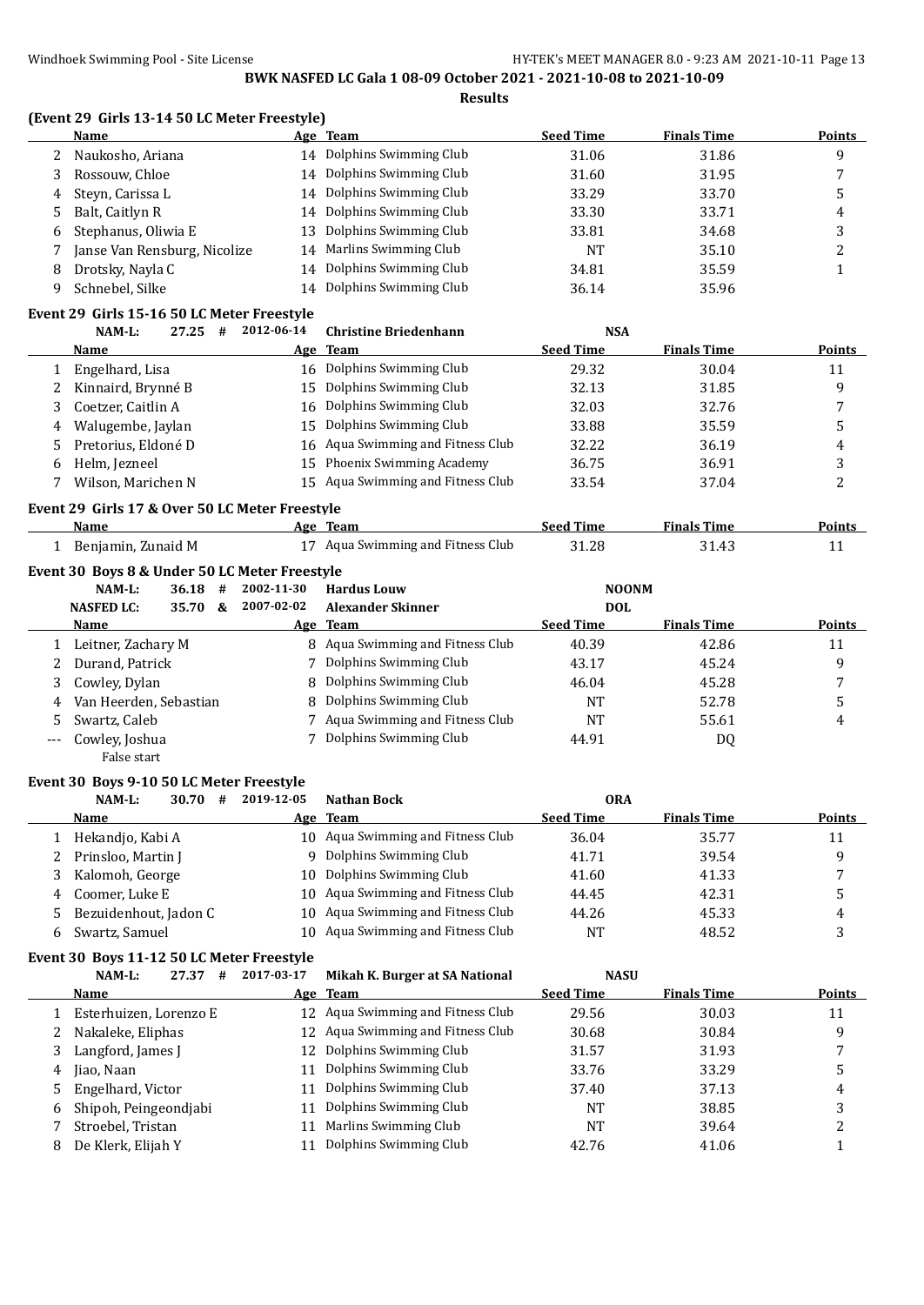**BWK NASFED LC Gala 1 08-09 October 2021 - 2021-10-08 to 2021-10-09**

**Results**

### (Event 29 Girls 13-14 50 LC Meter Freestyle)

| | Name | Age | Team | Seed Time | Finals Time | Points |
|---|---|---|---|---|---|---|
| 2 | Naukosho, Ariana | 14 | Dolphins Swimming Club | 31.06 | 31.86 | 9 |
| 3 | Rossouw, Chloe | 14 | Dolphins Swimming Club | 31.60 | 31.95 | 7 |
| 4 | Steyn, Carissa L | 14 | Dolphins Swimming Club | 33.29 | 33.70 | 5 |
| 5 | Balt, Caitlyn R | 14 | Dolphins Swimming Club | 33.30 | 33.71 | 4 |
| 6 | Stephanus, Oliwia E | 13 | Dolphins Swimming Club | 33.81 | 34.68 | 3 |
| 7 | Janse Van Rensburg, Nicolize | 14 | Marlins Swimming Club | NT | 35.10 | 2 |
| 8 | Drotsky, Nayla C | 14 | Dolphins Swimming Club | 34.81 | 35.59 | 1 |
| 9 | Schnebel, Silke | 14 | Dolphins Swimming Club | 36.14 | 35.96 | |

### Event 29 Girls 15-16 50 LC Meter Freestyle

NAM-L: 27.25 # 2012-06-14 Christine Briedenhann NSA

| | Name | Age | Team | Seed Time | Finals Time | Points |
|---|---|---|---|---|---|---|
| 1 | Engelhard, Lisa | 16 | Dolphins Swimming Club | 29.32 | 30.04 | 11 |
| 2 | Kinnaird, Brynné B | 15 | Dolphins Swimming Club | 32.13 | 31.85 | 9 |
| 3 | Coetzer, Caitlin A | 16 | Dolphins Swimming Club | 32.03 | 32.76 | 7 |
| 4 | Walugembe, Jaylan | 15 | Dolphins Swimming Club | 33.88 | 35.59 | 5 |
| 5 | Pretorius, Eldoné D | 16 | Aqua Swimming and Fitness Club | 32.22 | 36.19 | 4 |
| 6 | Helm, Jezneel | 15 | Phoenix Swimming Academy | 36.75 | 36.91 | 3 |
| 7 | Wilson, Marichen N | 15 | Aqua Swimming and Fitness Club | 33.54 | 37.04 | 2 |

### Event 29 Girls 17 & Over 50 LC Meter Freestyle

| | Name | Age | Team | Seed Time | Finals Time | Points |
|---|---|---|---|---|---|---|
| 1 | Benjamin, Zunaid M | 17 | Aqua Swimming and Fitness Club | 31.28 | 31.43 | 11 |

### Event 30 Boys 8 & Under 50 LC Meter Freestyle

NAM-L: 36.18 # 2002-11-30 Hardus Louw NOONM
NASFED LC: 35.70 & 2007-02-02 Alexander Skinner DOL

| | Name | Age | Team | Seed Time | Finals Time | Points |
|---|---|---|---|---|---|---|
| 1 | Leitner, Zachary M | 8 | Aqua Swimming and Fitness Club | 40.39 | 42.86 | 11 |
| 2 | Durand, Patrick | 7 | Dolphins Swimming Club | 43.17 | 45.24 | 9 |
| 3 | Cowley, Dylan | 8 | Dolphins Swimming Club | 46.04 | 45.28 | 7 |
| 4 | Van Heerden, Sebastian | 8 | Dolphins Swimming Club | NT | 52.78 | 5 |
| 5 | Swartz, Caleb | 7 | Aqua Swimming and Fitness Club | NT | 55.61 | 4 |
| --- | Cowley, Joshua<br>False start | 7 | Dolphins Swimming Club | 44.91 | DQ | |

### Event 30 Boys 9-10 50 LC Meter Freestyle

NAM-L: 30.70 # 2019-12-05 Nathan Bock ORA

| | Name | Age | Team | Seed Time | Finals Time | Points |
|---|---|---|---|---|---|---|
| 1 | Hekandjo, Kabi A | 10 | Aqua Swimming and Fitness Club | 36.04 | 35.77 | 11 |
| 2 | Prinsloo, Martin J | 9 | Dolphins Swimming Club | 41.71 | 39.54 | 9 |
| 3 | Kalomoh, George | 10 | Dolphins Swimming Club | 41.60 | 41.33 | 7 |
| 4 | Coomer, Luke E | 10 | Aqua Swimming and Fitness Club | 44.45 | 42.31 | 5 |
| 5 | Bezuidenhout, Jadon C | 10 | Aqua Swimming and Fitness Club | 44.26 | 45.33 | 4 |
| 6 | Swartz, Samuel | 10 | Aqua Swimming and Fitness Club | NT | 48.52 | 3 |

### Event 30 Boys 11-12 50 LC Meter Freestyle

NAM-L: 27.37 # 2017-03-17 Mikah K. Burger at SA National NASU

| | Name | Age | Team | Seed Time | Finals Time | Points |
|---|---|---|---|---|---|---|
| 1 | Esterhuizen, Lorenzo E | 12 | Aqua Swimming and Fitness Club | 29.56 | 30.03 | 11 |
| 2 | Nakaleke, Eliphas | 12 | Aqua Swimming and Fitness Club | 30.68 | 30.84 | 9 |
| 3 | Langford, James J | 12 | Dolphins Swimming Club | 31.57 | 31.93 | 7 |
| 4 | Jiao, Naan | 11 | Dolphins Swimming Club | 33.76 | 33.29 | 5 |
| 5 | Engelhard, Victor | 11 | Dolphins Swimming Club | 37.40 | 37.13 | 4 |
| 6 | Shipoh, Peingeondjabi | 11 | Dolphins Swimming Club | NT | 38.85 | 3 |
| 7 | Stroebel, Tristan | 11 | Marlins Swimming Club | NT | 39.64 | 2 |
| 8 | De Klerk, Elijah Y | 11 | Dolphins Swimming Club | 42.76 | 41.06 | 1 |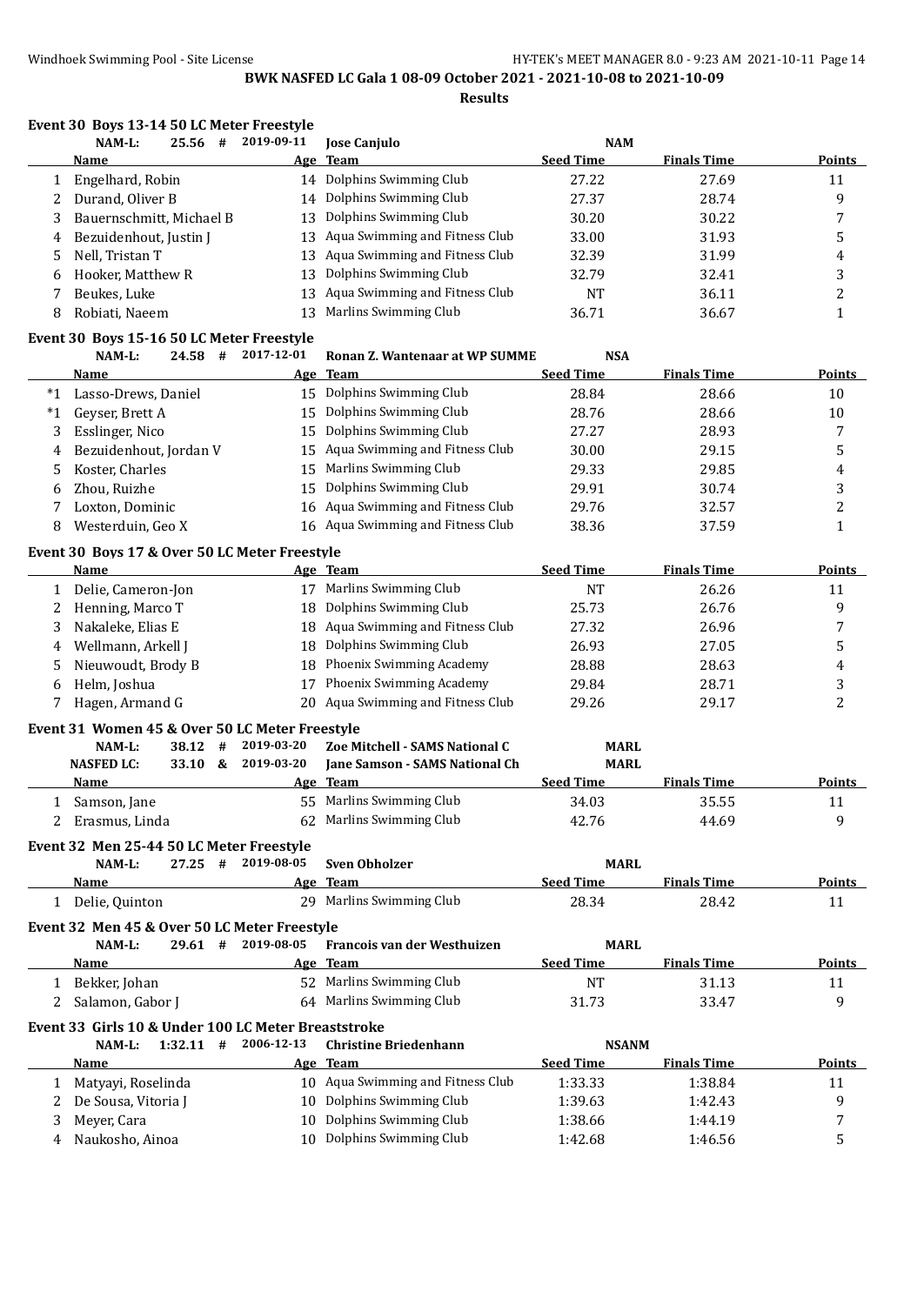## BWK NASFED LC Gala 1 08-09 October 2021 - 2021-10-08 to 2021-10-09

### Results

### Event 30 Boys 13-14 50 LC Meter Freestyle

NAM-L: 25.56 # 2019-09-11 Jose Canjulo NAM

| | Name | Age | Team | Seed Time | Finals Time | Points |
|---|---|---|---|---|---|---|
| 1 | Engelhard, Robin | 14 | Dolphins Swimming Club | 27.22 | 27.69 | 11 |
| 2 | Durand, Oliver B | 14 | Dolphins Swimming Club | 27.37 | 28.74 | 9 |
| 3 | Bauernschmitt, Michael B | 13 | Dolphins Swimming Club | 30.20 | 30.22 | 7 |
| 4 | Bezuidenhout, Justin J | 13 | Aqua Swimming and Fitness Club | 33.00 | 31.93 | 5 |
| 5 | Nell, Tristan T | 13 | Aqua Swimming and Fitness Club | 32.39 | 31.99 | 4 |
| 6 | Hooker, Matthew R | 13 | Dolphins Swimming Club | 32.79 | 32.41 | 3 |
| 7 | Beukes, Luke | 13 | Aqua Swimming and Fitness Club | NT | 36.11 | 2 |
| 8 | Robiati, Naeem | 13 | Marlins Swimming Club | 36.71 | 36.67 | 1 |

### Event 30 Boys 15-16 50 LC Meter Freestyle

NAM-L: 24.58 # 2017-12-01 Ronan Z. Wantenaar at WP SUMME NSA

| | Name | Age | Team | Seed Time | Finals Time | Points |
|---|---|---|---|---|---|---|
| *1 | Lasso-Drews, Daniel | 15 | Dolphins Swimming Club | 28.84 | 28.66 | 10 |
| *1 | Geyser, Brett A | 15 | Dolphins Swimming Club | 28.76 | 28.66 | 10 |
| 3 | Esslinger, Nico | 15 | Dolphins Swimming Club | 27.27 | 28.93 | 7 |
| 4 | Bezuidenhout, Jordan V | 15 | Aqua Swimming and Fitness Club | 30.00 | 29.15 | 5 |
| 5 | Koster, Charles | 15 | Marlins Swimming Club | 29.33 | 29.85 | 4 |
| 6 | Zhou, Ruizhe | 15 | Dolphins Swimming Club | 29.91 | 30.74 | 3 |
| 7 | Loxton, Dominic | 16 | Aqua Swimming and Fitness Club | 29.76 | 32.57 | 2 |
| 8 | Westerduin, Geo X | 16 | Aqua Swimming and Fitness Club | 38.36 | 37.59 | 1 |

### Event 30 Boys 17 & Over 50 LC Meter Freestyle

| | Name | Age | Team | Seed Time | Finals Time | Points |
|---|---|---|---|---|---|---|
| 1 | Delie, Cameron-Jon | 17 | Marlins Swimming Club | NT | 26.26 | 11 |
| 2 | Henning, Marco T | 18 | Dolphins Swimming Club | 25.73 | 26.76 | 9 |
| 3 | Nakaleke, Elias E | 18 | Aqua Swimming and Fitness Club | 27.32 | 26.96 | 7 |
| 4 | Wellmann, Arkell J | 18 | Dolphins Swimming Club | 26.93 | 27.05 | 5 |
| 5 | Nieuwoudt, Brody B | 18 | Phoenix Swimming Academy | 28.88 | 28.63 | 4 |
| 6 | Helm, Joshua | 17 | Phoenix Swimming Academy | 29.84 | 28.71 | 3 |
| 7 | Hagen, Armand G | 20 | Aqua Swimming and Fitness Club | 29.26 | 29.17 | 2 |

### Event 31 Women 45 & Over 50 LC Meter Freestyle

NAM-L: 38.12 # 2019-03-20 Zoe Mitchell - SAMS National C MARL
NASFED LC: 33.10 & 2019-03-20 Jane Samson - SAMS National Ch MARL

| | Name | Age | Team | Seed Time | Finals Time | Points |
|---|---|---|---|---|---|---|
| 1 | Samson, Jane | 55 | Marlins Swimming Club | 34.03 | 35.55 | 11 |
| 2 | Erasmus, Linda | 62 | Marlins Swimming Club | 42.76 | 44.69 | 9 |

### Event 32 Men 25-44 50 LC Meter Freestyle

NAM-L: 27.25 # 2019-08-05 Sven Obholzer MARL

| | Name | Age | Team | Seed Time | Finals Time | Points |
|---|---|---|---|---|---|---|
| 1 | Delie, Quinton | 29 | Marlins Swimming Club | 28.34 | 28.42 | 11 |

### Event 32 Men 45 & Over 50 LC Meter Freestyle

NAM-L: 29.61 # 2019-08-05 Francois van der Westhuizen MARL

| | Name | Age | Team | Seed Time | Finals Time | Points |
|---|---|---|---|---|---|---|
| 1 | Bekker, Johan | 52 | Marlins Swimming Club | NT | 31.13 | 11 |
| 2 | Salamon, Gabor J | 64 | Marlins Swimming Club | 31.73 | 33.47 | 9 |

### Event 33 Girls 10 & Under 100 LC Meter Breaststroke

NAM-L: 1:32.11 # 2006-12-13 Christine Briedenhann NSANM

| | Name | Age | Team | Seed Time | Finals Time | Points |
|---|---|---|---|---|---|---|
| 1 | Matyayi, Roselinda | 10 | Aqua Swimming and Fitness Club | 1:33.33 | 1:38.84 | 11 |
| 2 | De Sousa, Vitoria J | 10 | Dolphins Swimming Club | 1:39.63 | 1:42.43 | 9 |
| 3 | Meyer, Cara | 10 | Dolphins Swimming Club | 1:38.66 | 1:44.19 | 7 |
| 4 | Naukosho, Ainoa | 10 | Dolphins Swimming Club | 1:42.68 | 1:46.56 | 5 |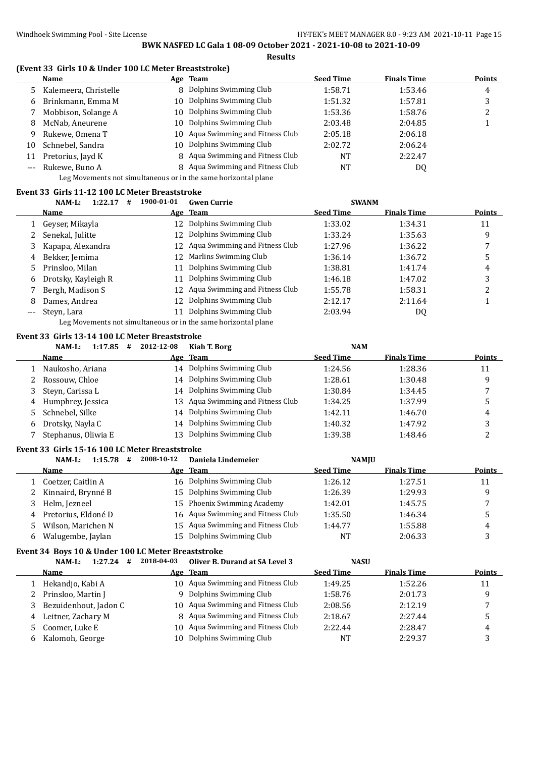**BWK NASFED LC Gala 1 08-09 October 2021 - 2021-10-08 to 2021-10-09**

**Results**

### (Event 33 Girls 10 & Under 100 LC Meter Breaststroke)

| | Name | Age | Team | Seed Time | Finals Time | Points |
|---|---|---|---|---|---|---|
| 5 | Kalemeera, Christelle | 8 | Dolphins Swimming Club | 1:58.71 | 1:53.46 | 4 |
| 6 | Brinkmann, Emma M | 10 | Dolphins Swimming Club | 1:51.32 | 1:57.81 | 3 |
| 7 | Mobbison, Solange A | 10 | Dolphins Swimming Club | 1:53.36 | 1:58.76 | 2 |
| 8 | McNab, Aneurene | 10 | Dolphins Swimming Club | 2:03.48 | 2:04.85 | 1 |
| 9 | Rukewe, Omena T | 10 | Aqua Swimming and Fitness Club | 2:05.18 | 2:06.18 | |
| 10 | Schnebel, Sandra | 10 | Dolphins Swimming Club | 2:02.72 | 2:06.24 | |
| 11 | Pretorius, Jayd K | 8 | Aqua Swimming and Fitness Club | NT | 2:22.47 | |
| --- | Rukewe, Buno A | 8 | Aqua Swimming and Fitness Club | NT | DQ | |

Leg Movements not simultaneous or in the same horizontal plane

### Event 33 Girls 11-12 100 LC Meter Breaststroke

NAM-L: 1:22.17 # 1900-01-01 Gwen Currie SWANM

| | Name | Age | Team | Seed Time | Finals Time | Points |
|---|---|---|---|---|---|---|
| 1 | Geyser, Mikayla | 12 | Dolphins Swimming Club | 1:33.02 | 1:34.31 | 11 |
| 2 | Senekal, Julitte | 12 | Dolphins Swimming Club | 1:33.24 | 1:35.63 | 9 |
| 3 | Kapapa, Alexandra | 12 | Aqua Swimming and Fitness Club | 1:27.96 | 1:36.22 | 7 |
| 4 | Bekker, Jemima | 12 | Marlins Swimming Club | 1:36.14 | 1:36.72 | 5 |
| 5 | Prinsloo, Milan | 11 | Dolphins Swimming Club | 1:38.81 | 1:41.74 | 4 |
| 6 | Drotsky, Kayleigh R | 11 | Dolphins Swimming Club | 1:46.18 | 1:47.02 | 3 |
| 7 | Bergh, Madison S | 12 | Aqua Swimming and Fitness Club | 1:55.78 | 1:58.31 | 2 |
| 8 | Dames, Andrea | 12 | Dolphins Swimming Club | 2:12.17 | 2:11.64 | 1 |
| --- | Steyn, Lara | 11 | Dolphins Swimming Club | 2:03.94 | DQ | |

Leg Movements not simultaneous or in the same horizontal plane

### Event 33 Girls 13-14 100 LC Meter Breaststroke

NAM-L: 1:17.85 # 2012-12-08 Kiah T. Borg NAM

| | Name | Age | Team | Seed Time | Finals Time | Points |
|---|---|---|---|---|---|---|
| 1 | Naukosho, Ariana | 14 | Dolphins Swimming Club | 1:24.56 | 1:28.36 | 11 |
| 2 | Rossouw, Chloe | 14 | Dolphins Swimming Club | 1:28.61 | 1:30.48 | 9 |
| 3 | Steyn, Carissa L | 14 | Dolphins Swimming Club | 1:30.84 | 1:34.45 | 7 |
| 4 | Humphrey, Jessica | 13 | Aqua Swimming and Fitness Club | 1:34.25 | 1:37.99 | 5 |
| 5 | Schnebel, Silke | 14 | Dolphins Swimming Club | 1:42.11 | 1:46.70 | 4 |
| 6 | Drotsky, Nayla C | 14 | Dolphins Swimming Club | 1:40.32 | 1:47.92 | 3 |
| 7 | Stephanus, Oliwia E | 13 | Dolphins Swimming Club | 1:39.38 | 1:48.46 | 2 |

### Event 33 Girls 15-16 100 LC Meter Breaststroke

NAM-L: 1:15.78 # 2008-10-12 Daniela Lindemeier NAMJU

| | Name | Age | Team | Seed Time | Finals Time | Points |
|---|---|---|---|---|---|---|
| 1 | Coetzer, Caitlin A | 16 | Dolphins Swimming Club | 1:26.12 | 1:27.51 | 11 |
| 2 | Kinnaird, Brynné B | 15 | Dolphins Swimming Club | 1:26.39 | 1:29.93 | 9 |
| 3 | Helm, Jezneel | 15 | Phoenix Swimming Academy | 1:42.01 | 1:45.75 | 7 |
| 4 | Pretorius, Eldoné D | 16 | Aqua Swimming and Fitness Club | 1:35.50 | 1:46.34 | 5 |
| 5 | Wilson, Marichen N | 15 | Aqua Swimming and Fitness Club | 1:44.77 | 1:55.88 | 4 |
| 6 | Walugembe, Jaylan | 15 | Dolphins Swimming Club | NT | 2:06.33 | 3 |

### Event 34 Boys 10 & Under 100 LC Meter Breaststroke

NAM-L: 1:27.24 # 2018-04-03 Oliver B. Durand at SA Level 3 NASU

| | Name | Age | Team | Seed Time | Finals Time | Points |
|---|---|---|---|---|---|---|
| 1 | Hekandjo, Kabi A | 10 | Aqua Swimming and Fitness Club | 1:49.25 | 1:52.26 | 11 |
| 2 | Prinsloo, Martin J | 9 | Dolphins Swimming Club | 1:58.76 | 2:01.73 | 9 |
| 3 | Bezuidenhout, Jadon C | 10 | Aqua Swimming and Fitness Club | 2:08.56 | 2:12.19 | 7 |
| 4 | Leitner, Zachary M | 8 | Aqua Swimming and Fitness Club | 2:18.67 | 2:27.44 | 5 |
| 5 | Coomer, Luke E | 10 | Aqua Swimming and Fitness Club | 2:22.44 | 2:28.47 | 4 |
| 6 | Kalomoh, George | 10 | Dolphins Swimming Club | NT | 2:29.37 | 3 |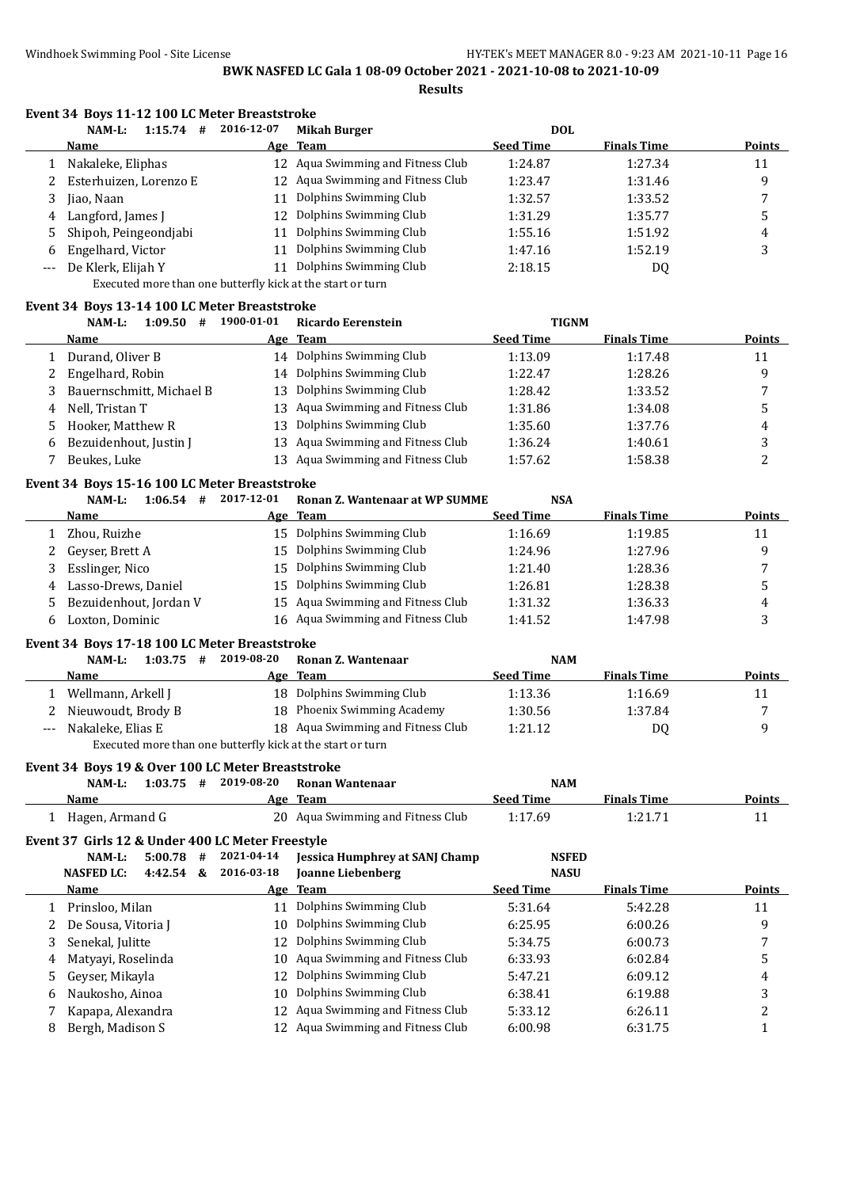**BWK NASFED LC Gala 1 08-09 October 2021 - 2021-10-08 to 2021-10-09**

**Results**

### Event 34 Boys 11-12 100 LC Meter Breaststroke

NAM-L: 1:15.74 # 2016-12-07 Mikah Burger DOL

| | Name | Age | Team | Seed Time | Finals Time | Points |
|---|---|---|---|---|---|---|
| 1 | Nakaleke, Eliphas | 12 | Aqua Swimming and Fitness Club | 1:24.87 | 1:27.34 | 11 |
| 2 | Esterhuizen, Lorenzo E | 12 | Aqua Swimming and Fitness Club | 1:23.47 | 1:31.46 | 9 |
| 3 | Jiao, Naan | 11 | Dolphins Swimming Club | 1:32.57 | 1:33.52 | 7 |
| 4 | Langford, James J | 12 | Dolphins Swimming Club | 1:31.29 | 1:35.77 | 5 |
| 5 | Shipoh, Peingeondjabi | 11 | Dolphins Swimming Club | 1:55.16 | 1:51.92 | 4 |
| 6 | Engelhard, Victor | 11 | Dolphins Swimming Club | 1:47.16 | 1:52.19 | 3 |
| --- | De Klerk, Elijah Y | 11 | Dolphins Swimming Club | 2:18.15 | DQ | |

Executed more than one butterfly kick at the start or turn

### Event 34 Boys 13-14 100 LC Meter Breaststroke

NAM-L: 1:09.50 # 1900-01-01 Ricardo Eerenstein TIGNM

| | Name | Age | Team | Seed Time | Finals Time | Points |
|---|---|---|---|---|---|---|
| 1 | Durand, Oliver B | 14 | Dolphins Swimming Club | 1:13.09 | 1:17.48 | 11 |
| 2 | Engelhard, Robin | 14 | Dolphins Swimming Club | 1:22.47 | 1:28.26 | 9 |
| 3 | Bauernschmitt, Michael B | 13 | Dolphins Swimming Club | 1:28.42 | 1:33.52 | 7 |
| 4 | Nell, Tristan T | 13 | Aqua Swimming and Fitness Club | 1:31.86 | 1:34.08 | 5 |
| 5 | Hooker, Matthew R | 13 | Dolphins Swimming Club | 1:35.60 | 1:37.76 | 4 |
| 6 | Bezuidenhout, Justin J | 13 | Aqua Swimming and Fitness Club | 1:36.24 | 1:40.61 | 3 |
| 7 | Beukes, Luke | 13 | Aqua Swimming and Fitness Club | 1:57.62 | 1:58.38 | 2 |

### Event 34 Boys 15-16 100 LC Meter Breaststroke

NAM-L: 1:06.54 # 2017-12-01 Ronan Z. Wantenaar at WP SUMME NSA

| | Name | Age | Team | Seed Time | Finals Time | Points |
|---|---|---|---|---|---|---|
| 1 | Zhou, Ruizhe | 15 | Dolphins Swimming Club | 1:16.69 | 1:19.85 | 11 |
| 2 | Geyser, Brett A | 15 | Dolphins Swimming Club | 1:24.96 | 1:27.96 | 9 |
| 3 | Esslinger, Nico | 15 | Dolphins Swimming Club | 1:21.40 | 1:28.36 | 7 |
| 4 | Lasso-Drews, Daniel | 15 | Dolphins Swimming Club | 1:26.81 | 1:28.38 | 5 |
| 5 | Bezuidenhout, Jordan V | 15 | Aqua Swimming and Fitness Club | 1:31.32 | 1:36.33 | 4 |
| 6 | Loxton, Dominic | 16 | Aqua Swimming and Fitness Club | 1:41.52 | 1:47.98 | 3 |

### Event 34 Boys 17-18 100 LC Meter Breaststroke

NAM-L: 1:03.75 # 2019-08-20 Ronan Z. Wantenaar NAM

| | Name | Age | Team | Seed Time | Finals Time | Points |
|---|---|---|---|---|---|---|
| 1 | Wellmann, Arkell J | 18 | Dolphins Swimming Club | 1:13.36 | 1:16.69 | 11 |
| 2 | Nieuwoudt, Brody B | 18 | Phoenix Swimming Academy | 1:30.56 | 1:37.84 | 7 |
| --- | Nakaleke, Elias E | 18 | Aqua Swimming and Fitness Club | 1:21.12 | DQ | 9 |

Executed more than one butterfly kick at the start or turn

### Event 34 Boys 19 & Over 100 LC Meter Breaststroke

NAM-L: 1:03.75 # 2019-08-20 Ronan Wantenaar NAM

| | Name | Age | Team | Seed Time | Finals Time | Points |
|---|---|---|---|---|---|---|
| 1 | Hagen, Armand G | 20 | Aqua Swimming and Fitness Club | 1:17.69 | 1:21.71 | 11 |

### Event 37 Girls 12 & Under 400 LC Meter Freestyle

NAM-L: 5:00.78 # 2021-04-14 Jessica Humphrey at SANJ Champ NSFED

NASFED LC: 4:42.54 & 2016-03-18 Joanne Liebenberg NASU

| | Name | Age | Team | Seed Time | Finals Time | Points |
|---|---|---|---|---|---|---|
| 1 | Prinsloo, Milan | 11 | Dolphins Swimming Club | 5:31.64 | 5:42.28 | 11 |
| 2 | De Sousa, Vitoria J | 10 | Dolphins Swimming Club | 6:25.95 | 6:00.26 | 9 |
| 3 | Senekal, Julitte | 12 | Dolphins Swimming Club | 5:34.75 | 6:00.73 | 7 |
| 4 | Matyayi, Roselinda | 10 | Aqua Swimming and Fitness Club | 6:33.93 | 6:02.84 | 5 |
| 5 | Geyser, Mikayla | 12 | Dolphins Swimming Club | 5:47.21 | 6:09.12 | 4 |
| 6 | Naukosho, Ainoa | 10 | Dolphins Swimming Club | 6:38.41 | 6:19.88 | 3 |
| 7 | Kapapa, Alexandra | 12 | Aqua Swimming and Fitness Club | 5:33.12 | 6:26.11 | 2 |
| 8 | Bergh, Madison S | 12 | Aqua Swimming and Fitness Club | 6:00.98 | 6:31.75 | 1 |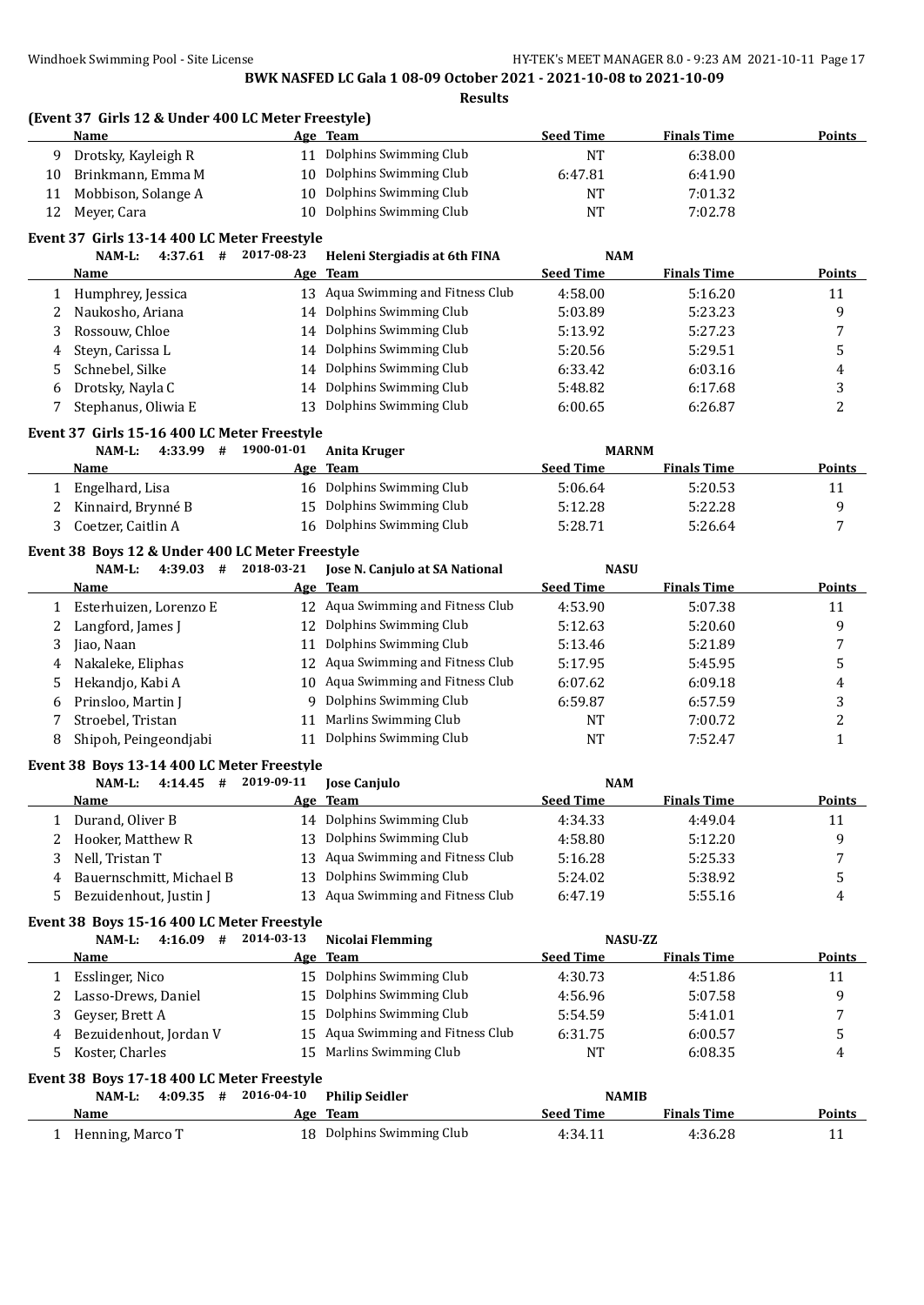**BWK NASFED LC Gala 1 08-09 October 2021 - 2021-10-08 to 2021-10-09**

**Results**

### (Event 37 Girls 12 & Under 400 LC Meter Freestyle)

| | Name | Age | Team | Seed Time | Finals Time | Points |
|---|---|---|---|---|---|---|
| 9 | Drotsky, Kayleigh R | 11 | Dolphins Swimming Club | NT | 6:38.00 | |
| 10 | Brinkmann, Emma M | 10 | Dolphins Swimming Club | 6:47.81 | 6:41.90 | |
| 11 | Mobbison, Solange A | 10 | Dolphins Swimming Club | NT | 7:01.32 | |
| 12 | Meyer, Cara | 10 | Dolphins Swimming Club | NT | 7:02.78 | |

### Event 37 Girls 13-14 400 LC Meter Freestyle

NAM-L: 4:37.61 # 2017-08-23 Heleni Stergiadis at 6th FINA NAM

| | Name | Age | Team | Seed Time | Finals Time | Points |
|---|---|---|---|---|---|---|
| 1 | Humphrey, Jessica | 13 | Aqua Swimming and Fitness Club | 4:58.00 | 5:16.20 | 11 |
| 2 | Naukosho, Ariana | 14 | Dolphins Swimming Club | 5:03.89 | 5:23.23 | 9 |
| 3 | Rossouw, Chloe | 14 | Dolphins Swimming Club | 5:13.92 | 5:27.23 | 7 |
| 4 | Steyn, Carissa L | 14 | Dolphins Swimming Club | 5:20.56 | 5:29.51 | 5 |
| 5 | Schnebel, Silke | 14 | Dolphins Swimming Club | 6:33.42 | 6:03.16 | 4 |
| 6 | Drotsky, Nayla C | 14 | Dolphins Swimming Club | 5:48.82 | 6:17.68 | 3 |
| 7 | Stephanus, Oliwia E | 13 | Dolphins Swimming Club | 6:00.65 | 6:26.87 | 2 |

### Event 37 Girls 15-16 400 LC Meter Freestyle

NAM-L: 4:33.99 # 1900-01-01 Anita Kruger MARNM

| | Name | Age | Team | Seed Time | Finals Time | Points |
|---|---|---|---|---|---|---|
| 1 | Engelhard, Lisa | 16 | Dolphins Swimming Club | 5:06.64 | 5:20.53 | 11 |
| 2 | Kinnaird, Brynné B | 15 | Dolphins Swimming Club | 5:12.28 | 5:22.28 | 9 |
| 3 | Coetzer, Caitlin A | 16 | Dolphins Swimming Club | 5:28.71 | 5:26.64 | 7 |

### Event 38 Boys 12 & Under 400 LC Meter Freestyle

NAM-L: 4:39.03 # 2018-03-21 Jose N. Canjulo at SA National NASU

| | Name | Age | Team | Seed Time | Finals Time | Points |
|---|---|---|---|---|---|---|
| 1 | Esterhuizen, Lorenzo E | 12 | Aqua Swimming and Fitness Club | 4:53.90 | 5:07.38 | 11 |
| 2 | Langford, James J | 12 | Dolphins Swimming Club | 5:12.63 | 5:20.60 | 9 |
| 3 | Jiao, Naan | 11 | Dolphins Swimming Club | 5:13.46 | 5:21.89 | 7 |
| 4 | Nakaleke, Eliphas | 12 | Aqua Swimming and Fitness Club | 5:17.95 | 5:45.95 | 5 |
| 5 | Hekandjo, Kabi A | 10 | Aqua Swimming and Fitness Club | 6:07.62 | 6:09.18 | 4 |
| 6 | Prinsloo, Martin J | 9 | Dolphins Swimming Club | 6:59.87 | 6:57.59 | 3 |
| 7 | Stroebel, Tristan | 11 | Marlins Swimming Club | NT | 7:00.72 | 2 |
| 8 | Shipoh, Peingeondjabi | 11 | Dolphins Swimming Club | NT | 7:52.47 | 1 |

### Event 38 Boys 13-14 400 LC Meter Freestyle

NAM-L: 4:14.45 # 2019-09-11 Jose Canjulo NAM

| | Name | Age | Team | Seed Time | Finals Time | Points |
|---|---|---|---|---|---|---|
| 1 | Durand, Oliver B | 14 | Dolphins Swimming Club | 4:34.33 | 4:49.04 | 11 |
| 2 | Hooker, Matthew R | 13 | Dolphins Swimming Club | 4:58.80 | 5:12.20 | 9 |
| 3 | Nell, Tristan T | 13 | Aqua Swimming and Fitness Club | 5:16.28 | 5:25.33 | 7 |
| 4 | Bauernschmitt, Michael B | 13 | Dolphins Swimming Club | 5:24.02 | 5:38.92 | 5 |
| 5 | Bezuidenhout, Justin J | 13 | Aqua Swimming and Fitness Club | 6:47.19 | 5:55.16 | 4 |

### Event 38 Boys 15-16 400 LC Meter Freestyle

NAM-L: 4:16.09 # 2014-03-13 Nicolai Flemming NASU-ZZ

| | Name | Age | Team | Seed Time | Finals Time | Points |
|---|---|---|---|---|---|---|
| 1 | Esslinger, Nico | 15 | Dolphins Swimming Club | 4:30.73 | 4:51.86 | 11 |
| 2 | Lasso-Drews, Daniel | 15 | Dolphins Swimming Club | 4:56.96 | 5:07.58 | 9 |
| 3 | Geyser, Brett A | 15 | Dolphins Swimming Club | 5:54.59 | 5:41.01 | 7 |
| 4 | Bezuidenhout, Jordan V | 15 | Aqua Swimming and Fitness Club | 6:31.75 | 6:00.57 | 5 |
| 5 | Koster, Charles | 15 | Marlins Swimming Club | NT | 6:08.35 | 4 |

### Event 38 Boys 17-18 400 LC Meter Freestyle

NAM-L: 4:09.35 # 2016-04-10 Philip Seidler NAMIB

| | Name | Age | Team | Seed Time | Finals Time | Points |
|---|---|---|---|---|---|---|
| 1 | Henning, Marco T | 18 | Dolphins Swimming Club | 4:34.11 | 4:36.28 | 11 |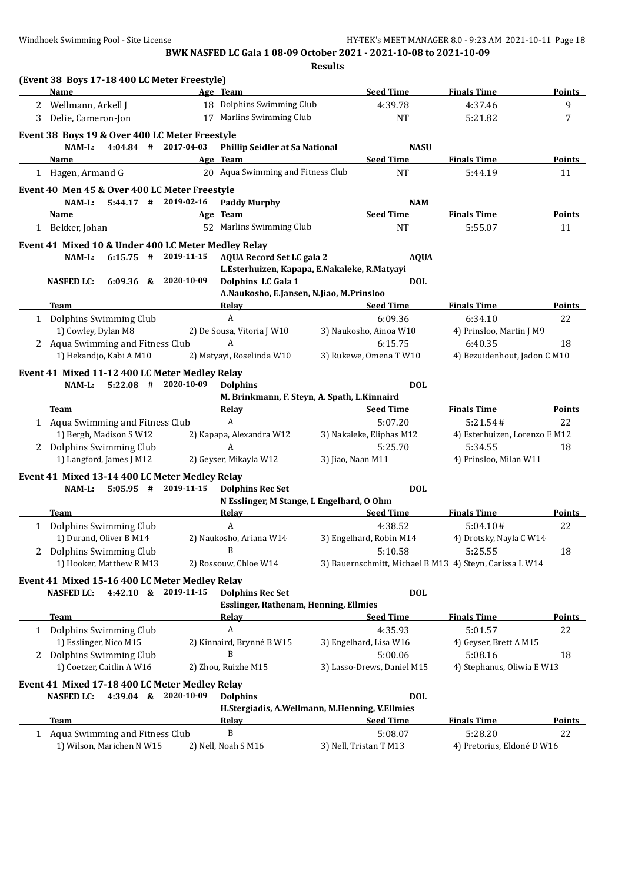**BWK NASFED LC Gala 1 08-09 October 2021 - 2021-10-08 to 2021-10-09**

**Results**

### (Event 38 Boys 17-18 400 LC Meter Freestyle)

| | Name | Age | Team | Seed Time | Finals Time | Points |
|---|---|---|---|---|---|---|
| 2 | Wellmann, Arkell J | 18 | Dolphins Swimming Club | 4:39.78 | 4:37.46 | 9 |
| 3 | Delie, Cameron-Jon | 17 | Marlins Swimming Club | NT | 5:21.82 | 7 |

### Event 38 Boys 19 & Over 400 LC Meter Freestyle

NAM-L: 4:04.84 # 2017-04-03 Phillip Seidler at Sa National NASU

| | Name | Age | Team | Seed Time | Finals Time | Points |
|---|---|---|---|---|---|---|
| 1 | Hagen, Armand G | 20 | Aqua Swimming and Fitness Club | NT | 5:44.19 | 11 |

### Event 40 Men 45 & Over 400 LC Meter Freestyle

NAM-L: 5:44.17 # 2019-02-16 Paddy Murphy NAM

| | Name | Age | Team | Seed Time | Finals Time | Points |
|---|---|---|---|---|---|---|
| 1 | Bekker, Johan | 52 | Marlins Swimming Club | NT | 5:55.07 | 11 |

### Event 41 Mixed 10 & Under 400 LC Meter Medley Relay

NAM-L: 6:15.75 # 2019-11-15 AQUA Record Set LC gala 2 AQUA
L.Esterhuizen, Kapapa, E.Nakaleke, R.Matyayi

NASFED LC: 6:09.36 & 2020-10-09 Dolphins LC Gala 1 DOL
A.Naukosho, E.Jansen, N.Jiao, M.Prinsloo

| | Team | Relay | Seed Time | Finals Time | Points |
|---|---|---|---|---|---|
| 1 | Dolphins Swimming Club | A | 6:09.36 | 6:34.10 | 22 |
| | 1) Cowley, Dylan M8 | 2) De Sousa, Vitoria J W10 | 3) Naukosho, Ainoa W10 | 4) Prinsloo, Martin J M9 | |
| 2 | Aqua Swimming and Fitness Club | A | 6:15.75 | 6:40.35 | 18 |
| | 1) Hekandjo, Kabi A M10 | 2) Matyayi, Roselinda W10 | 3) Rukewe, Omena T W10 | 4) Bezuidenhout, Jadon C M10 | |

### Event 41 Mixed 11-12 400 LC Meter Medley Relay

NAM-L: 5:22.08 # 2020-10-09 Dolphins DOL
M. Brinkmann, F. Steyn, A. Spath, L.Kinnaird

| | Team | Relay | Seed Time | Finals Time | Points |
|---|---|---|---|---|---|
| 1 | Aqua Swimming and Fitness Club | A | 5:07.20 | 5:21.54# | 22 |
| | 1) Bergh, Madison S W12 | 2) Kapapa, Alexandra W12 | 3) Nakaleke, Eliphas M12 | 4) Esterhuizen, Lorenzo E M12 | |
| 2 | Dolphins Swimming Club | A | 5:25.70 | 5:34.55 | 18 |
| | 1) Langford, James J M12 | 2) Geyser, Mikayla W12 | 3) Jiao, Naan M11 | 4) Prinsloo, Milan W11 | |

### Event 41 Mixed 13-14 400 LC Meter Medley Relay

NAM-L: 5:05.95 # 2019-11-15 Dolphins Rec Set DOL
N Esslinger, M Stange, L Engelhard, O Ohm

| | Team | Relay | Seed Time | Finals Time | Points |
|---|---|---|---|---|---|
| 1 | Dolphins Swimming Club | A | 4:38.52 | 5:04.10# | 22 |
| | 1) Durand, Oliver B M14 | 2) Naukosho, Ariana W14 | 3) Engelhard, Robin M14 | 4) Drotsky, Nayla C W14 | |
| 2 | Dolphins Swimming Club | B | 5:10.58 | 5:25.55 | 18 |
| | 1) Hooker, Matthew R M13 | 2) Rossouw, Chloe W14 | 3) Bauernschmitt, Michael B M13 | 4) Steyn, Carissa L W14 | |

### Event 41 Mixed 15-16 400 LC Meter Medley Relay

NASFED LC: 4:42.10 & 2019-11-15 Dolphins Rec Set DOL
Esslinger, Rathenam, Henning, Ellmies

| | Team | Relay | Seed Time | Finals Time | Points |
|---|---|---|---|---|---|
| 1 | Dolphins Swimming Club | A | 4:35.93 | 5:01.57 | 22 |
| | 1) Esslinger, Nico M15 | 2) Kinnaird, Brynné B W15 | 3) Engelhard, Lisa W16 | 4) Geyser, Brett A M15 | |
| 2 | Dolphins Swimming Club | B | 5:00.06 | 5:08.16 | 18 |
| | 1) Coetzer, Caitlin A W16 | 2) Zhou, Ruizhe M15 | 3) Lasso-Drews, Daniel M15 | 4) Stephanus, Oliwia E W13 | |

### Event 41 Mixed 17-18 400 LC Meter Medley Relay

NASFED LC: 4:39.04 & 2020-10-09 Dolphins DOL
H.Stergiadis, A.Wellmann, M.Henning, V.Ellmies

| | Team | Relay | Seed Time | Finals Time | Points |
|---|---|---|---|---|---|
| 1 | Aqua Swimming and Fitness Club | B | 5:08.07 | 5:28.20 | 22 |
| | 1) Wilson, Marichen N W15 | 2) Nell, Noah S M16 | 3) Nell, Tristan T M13 | 4) Pretorius, Eldoné D W16 | |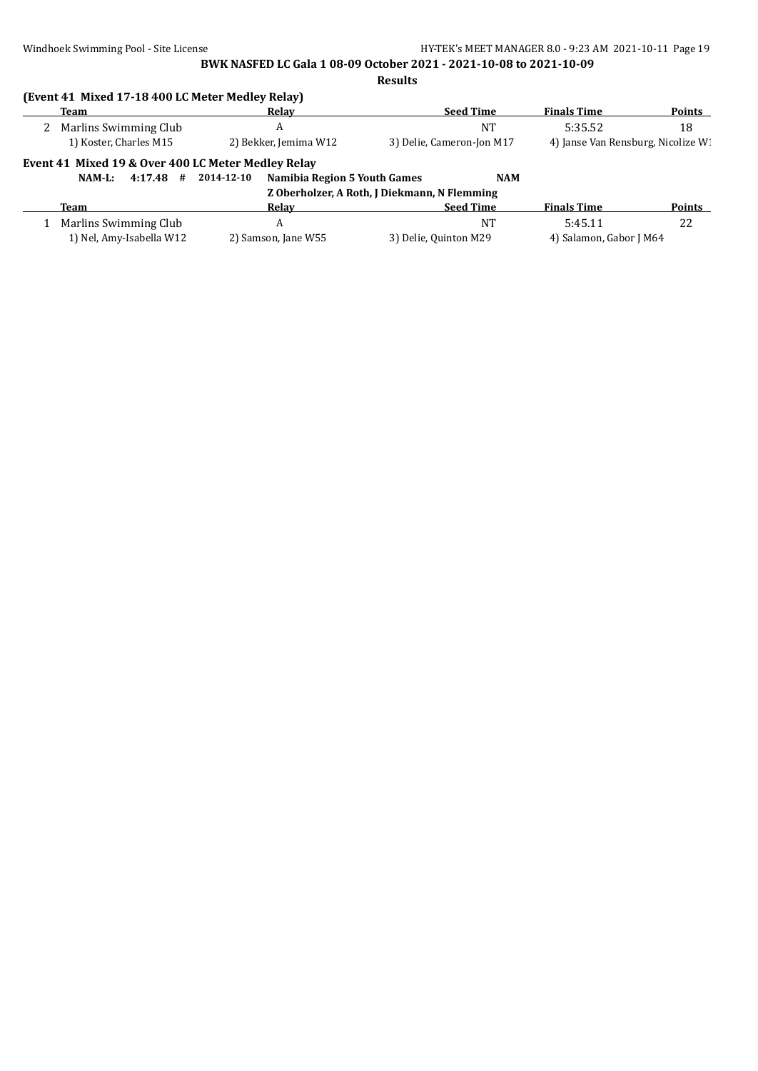**BWK NASFED LC Gala 1 08-09 October 2021 - 2021-10-08 to 2021-10-09**

**Results**

**(Event 41 Mixed 17-18 400 LC Meter Medley Relay)**

| | Team | Relay | Seed Time | Finals Time | Points |
|---|---|---|---|---|---|
| 2 | Marlins Swimming Club | A | NT | 5:35.52 | 18 |
| | 1) Koster, Charles M15 | 2) Bekker, Jemima W12 | 3) Delie, Cameron-Jon M17 | 4) Janse Van Rensburg, Nicolize W1 | |

**Event 41 Mixed 19 & Over 400 LC Meter Medley Relay**

NAM-L: 4:17.48 # 2014-12-10 Namibia Region 5 Youth Games NAM
Z Oberholzer, A Roth, J Diekmann, N Flemming

| | Team | Relay | Seed Time | Finals Time | Points |
|---|---|---|---|---|---|
| 1 | Marlins Swimming Club | A | NT | 5:45.11 | 22 |
| | 1) Nel, Amy-Isabella W12 | 2) Samson, Jane W55 | 3) Delie, Quinton M29 | 4) Salamon, Gabor J M64 | |